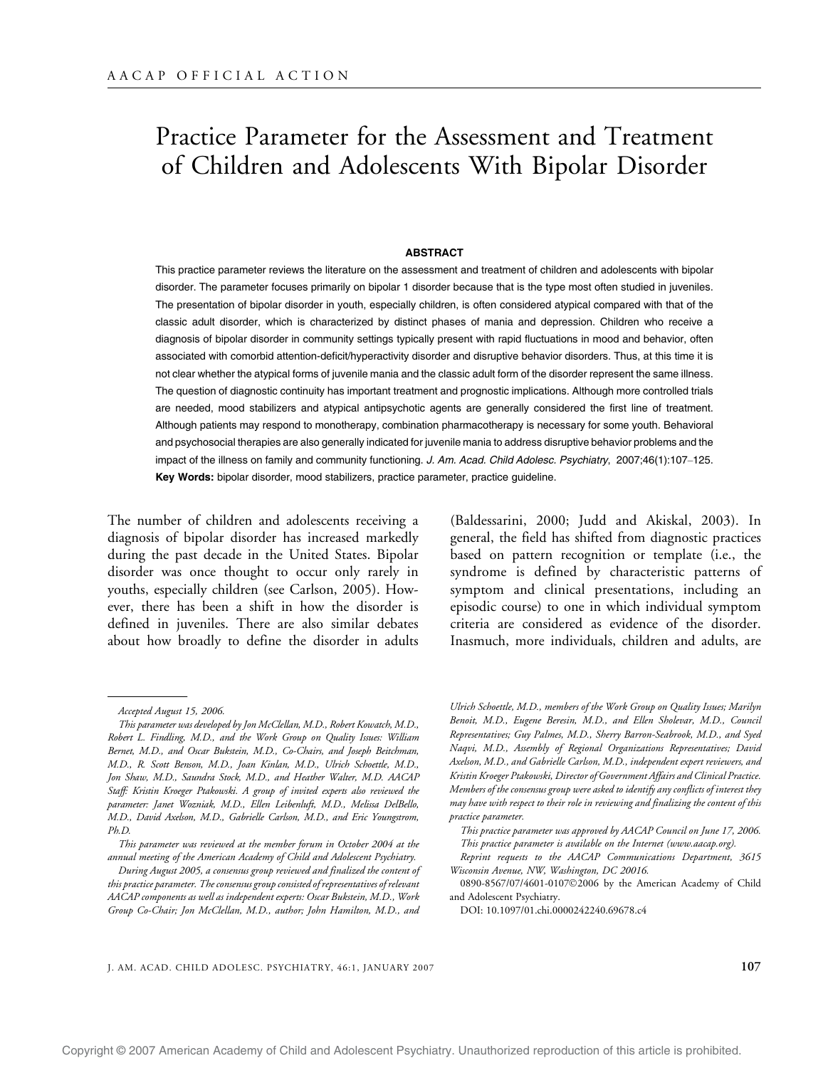AACAP OFFICIAL ACTION

# Practice Parameter for the Assessment and Treatment of Children and Adolescents With Bipolar Disorder

## ABSTRACT

This practice parameter reviews the literature on the assessment and treatment of children and adolescents with bipolar disorder. The parameter focuses primarily on bipolar 1 disorder because that is the type most often studied in juveniles. The presentation of bipolar disorder in youth, especially children, is often considered atypical compared with that of the classic adult disorder, which is characterized by distinct phases of mania and depression. Children who receive a diagnosis of bipolar disorder in community settings typically present with rapid fluctuations in mood and behavior, often associated with comorbid attention-deficit/hyperactivity disorder and disruptive behavior disorders. Thus, at this time it is not clear whether the atypical forms of juvenile mania and the classic adult form of the disorder represent the same illness. The question of diagnostic continuity has important treatment and prognostic implications. Although more controlled trials are needed, mood stabilizers and atypical antipsychotic agents are generally considered the first line of treatment. Although patients may respond to monotherapy, combination pharmacotherapy is necessary for some youth. Behavioral and psychosocial therapies are also generally indicated for juvenile mania to address disruptive behavior problems and the impact of the illness on family and community functioning. *J. Am. Acad. Child Adolesc. Psychiatry*, 2007;46(1):107–125. **Key Words:** bipolar disorder, mood stabilizers, practice parameter, practice guideline.

The number of children and adolescents receiving a diagnosis of bipolar disorder has increased markedly during the past decade in the United States. Bipolar disorder was once thought to occur only rarely in youths, especially children (see Carlson, 2005). However, there has been a shift in how the disorder is defined in juveniles. There are also similar debates about how broadly to define the disorder in adults (Baldessarini, 2000; Judd and Akiskal, 2003). In general, the field has shifted from diagnostic practices based on pattern recognition or template (i.e., the syndrome is defined by characteristic patterns of symptom and clinical presentations, including an episodic course) to one in which individual symptom criteria are considered as evidence of the disorder. Inasmuch, more individuals, children and adults, are

---

*Accepted August 15, 2006.*

*This parameter was developed by Jon McClellan, M.D., Robert Kowatch, M.D., Robert L. Findling, M.D., and the Work Group on Quality Issues: William Bernet, M.D., and Oscar Bukstein, M.D., Co-Chairs, and Joseph Beitchman, M.D., R. Scott Benson, M.D., Joan Kinlan, M.D., Ulrich Schoettle, M.D., Jon Shaw, M.D., Saundra Stock, M.D., and Heather Walter, M.D. AACAP Staff: Kristin Kroeger Ptakowski. A group of invited experts also reviewed the parameter: Janet Wozniak, M.D., Ellen Leibenluft, M.D., Melissa DelBello, M.D., David Axelson, M.D., Gabrielle Carlson, M.D., and Eric Youngstrom, Ph.D.*

*This parameter was reviewed at the member forum in October 2004 at the annual meeting of the American Academy of Child and Adolescent Psychiatry.*

*During August 2005, a consensus group reviewed and finalized the content of this practice parameter. The consensus group consisted of representatives of relevant AACAP components as well as independent experts: Oscar Bukstein, M.D., Work Group Co-Chair; Jon McClellan, M.D., author; John Hamilton, M.D., and Ulrich Schoettle, M.D., members of the Work Group on Quality Issues; Marilyn Benoit, M.D., Eugene Beresin, M.D., and Ellen Sholevar, M.D., Council Representatives; Guy Palmes, M.D., Sherry Barron-Seabrook, M.D., and Syed Naqvi, M.D., Assembly of Regional Organizations Representatives; David Axelson, M.D., and Gabrielle Carlson, M.D., independent expert reviewers, and Kristin Kroeger Ptakowski, Director of Government Affairs and Clinical Practice. Members of the consensus group were asked to identify any conflicts of interest they may have with respect to their role in reviewing and finalizing the content of this practice parameter.*

*This practice parameter was approved by AACAP Council on June 17, 2006.*

*This practice parameter is available on the Internet (www.aacap.org).*

*Reprint requests to the AACAP Communications Department, 3615 Wisconsin Avenue, NW, Washington, DC 20016.*

0890-8567/07/4601-0107©2006 by the American Academy of Child and Adolescent Psychiatry.

DOI: 10.1097/01.chi.0000242240.69678.c4

Copyright © 2007 American Academy of Child and Adolescent Psychiatry. Unauthorized reproduction of this article is prohibited.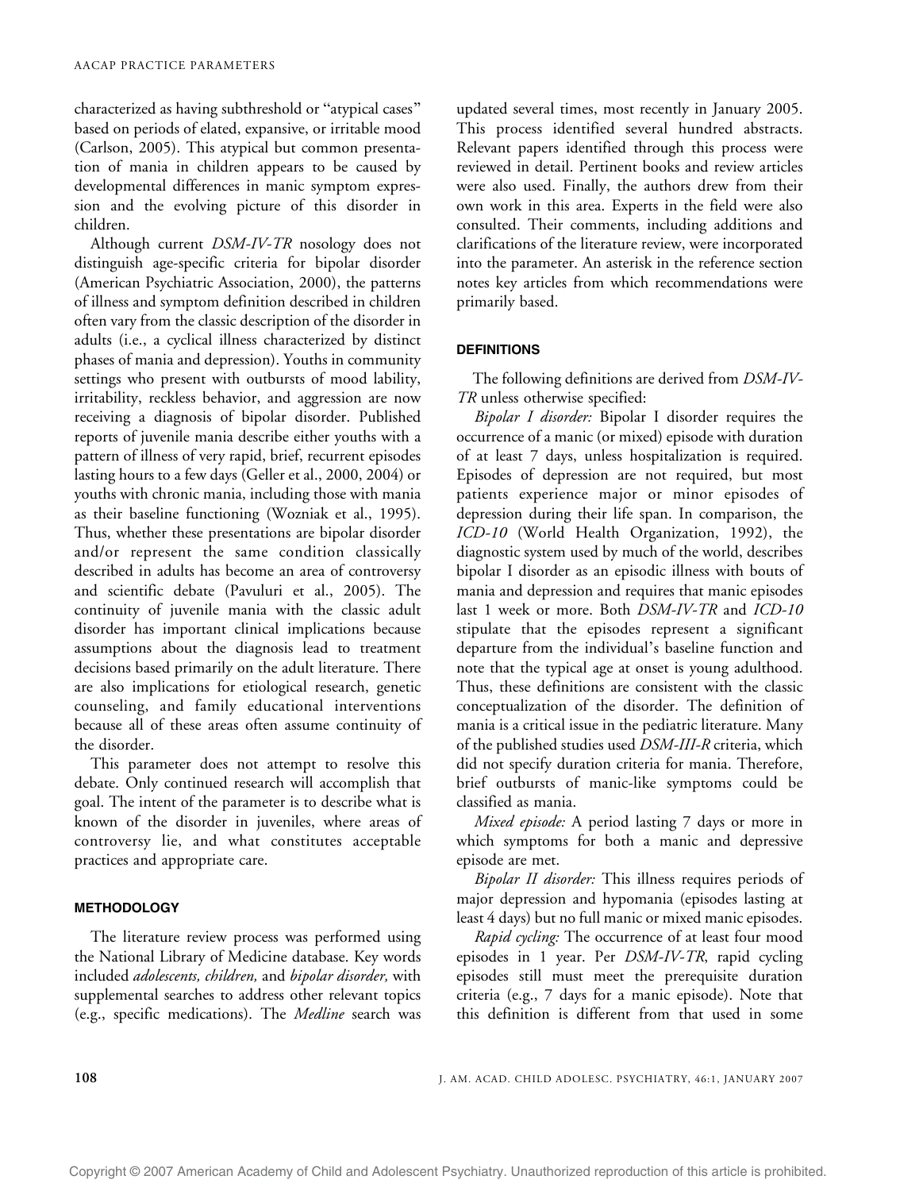characterized as having subthreshold or "atypical cases" based on periods of elated, expansive, or irritable mood (Carlson, 2005). This atypical but common presentation of mania in children appears to be caused by developmental differences in manic symptom expression and the evolving picture of this disorder in children.

Although current *DSM-IV-TR* nosology does not distinguish age-specific criteria for bipolar disorder (American Psychiatric Association, 2000), the patterns of illness and symptom definition described in children often vary from the classic description of the disorder in adults (i.e., a cyclical illness characterized by distinct phases of mania and depression). Youths in community settings who present with outbursts of mood lability, irritability, reckless behavior, and aggression are now receiving a diagnosis of bipolar disorder. Published reports of juvenile mania describe either youths with a pattern of illness of very rapid, brief, recurrent episodes lasting hours to a few days (Geller et al., 2000, 2004) or youths with chronic mania, including those with mania as their baseline functioning (Wozniak et al., 1995). Thus, whether these presentations are bipolar disorder and/or represent the same condition classically described in adults has become an area of controversy and scientific debate (Pavuluri et al., 2005). The continuity of juvenile mania with the classic adult disorder has important clinical implications because assumptions about the diagnosis lead to treatment decisions based primarily on the adult literature. There are also implications for etiological research, genetic counseling, and family educational interventions because all of these areas often assume continuity of the disorder.

This parameter does not attempt to resolve this debate. Only continued research will accomplish that goal. The intent of the parameter is to describe what is known of the disorder in juveniles, where areas of controversy lie, and what constitutes acceptable practices and appropriate care.

## METHODOLOGY

The literature review process was performed using the National Library of Medicine database. Key words included *adolescents, children,* and *bipolar disorder,* with supplemental searches to address other relevant topics (e.g., specific medications). The *Medline* search was updated several times, most recently in January 2005. This process identified several hundred abstracts. Relevant papers identified through this process were reviewed in detail. Pertinent books and review articles were also used. Finally, the authors drew from their own work in this area. Experts in the field were also consulted. Their comments, including additions and clarifications of the literature review, were incorporated into the parameter. An asterisk in the reference section notes key articles from which recommendations were primarily based.

## DEFINITIONS

The following definitions are derived from *DSM-IV-TR* unless otherwise specified:

*Bipolar I disorder:* Bipolar I disorder requires the occurrence of a manic (or mixed) episode with duration of at least 7 days, unless hospitalization is required. Episodes of depression are not required, but most patients experience major or minor episodes of depression during their life span. In comparison, the *ICD-10* (World Health Organization, 1992), the diagnostic system used by much of the world, describes bipolar I disorder as an episodic illness with bouts of mania and depression and requires that manic episodes last 1 week or more. Both *DSM-IV-TR* and *ICD-10* stipulate that the episodes represent a significant departure from the individual's baseline function and note that the typical age at onset is young adulthood. Thus, these definitions are consistent with the classic conceptualization of the disorder. The definition of mania is a critical issue in the pediatric literature. Many of the published studies used *DSM-III-R* criteria, which did not specify duration criteria for mania. Therefore, brief outbursts of manic-like symptoms could be classified as mania.

*Mixed episode:* A period lasting 7 days or more in which symptoms for both a manic and depressive episode are met.

*Bipolar II disorder:* This illness requires periods of major depression and hypomania (episodes lasting at least 4 days) but no full manic or mixed manic episodes.

*Rapid cycling:* The occurrence of at least four mood episodes in 1 year. Per *DSM-IV-TR*, rapid cycling episodes still must meet the prerequisite duration criteria (e.g., 7 days for a manic episode). Note that this definition is different from that used in some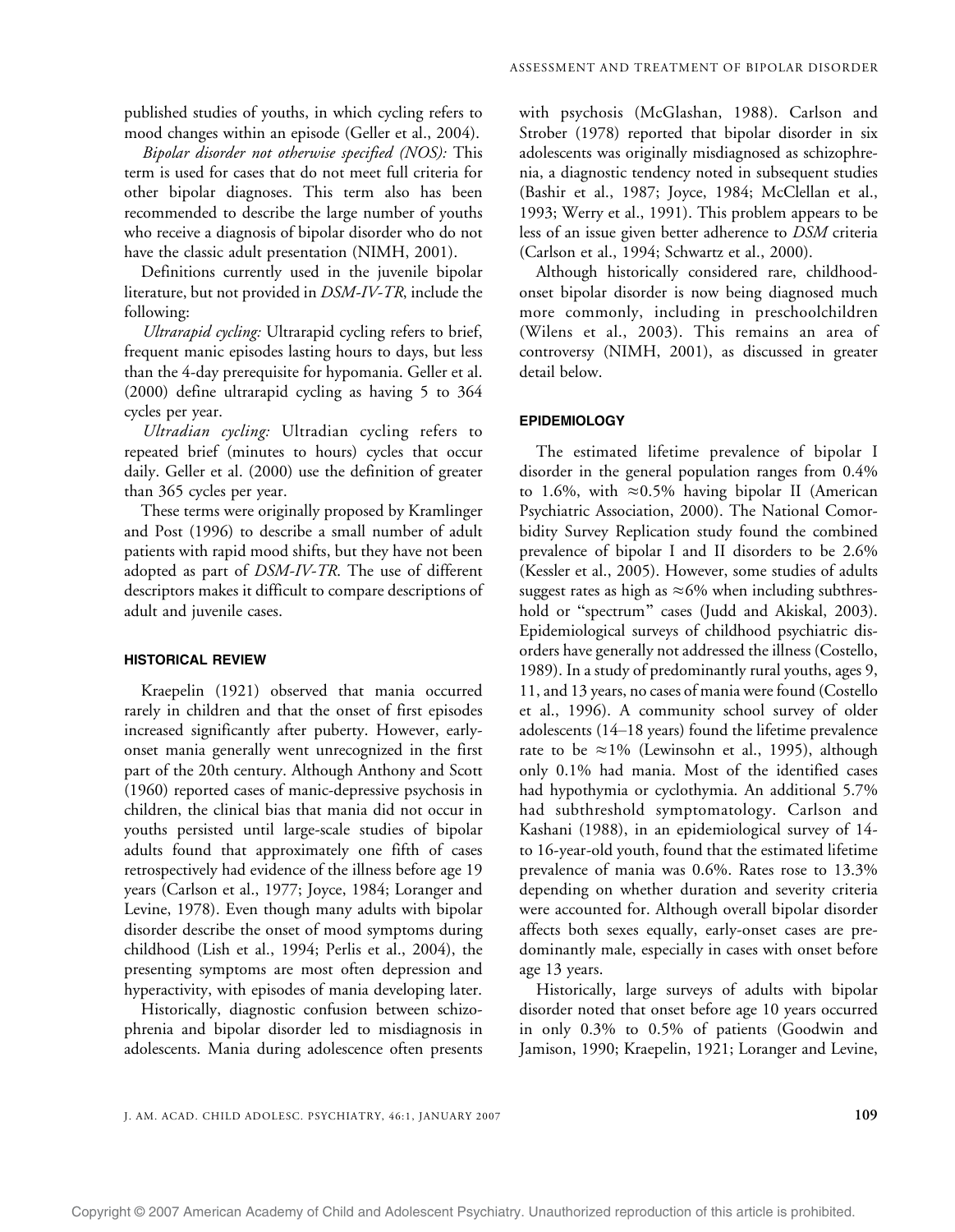published studies of youths, in which cycling refers to mood changes within an episode (Geller et al., 2004).

*Bipolar disorder not otherwise specified (NOS):* This term is used for cases that do not meet full criteria for other bipolar diagnoses. This term also has been recommended to describe the large number of youths who receive a diagnosis of bipolar disorder who do not have the classic adult presentation (NIMH, 2001).

Definitions currently used in the juvenile bipolar literature, but not provided in *DSM-IV-TR*, include the following:

*Ultrarapid cycling:* Ultrarapid cycling refers to brief, frequent manic episodes lasting hours to days, but less than the 4-day prerequisite for hypomania. Geller et al. (2000) define ultrarapid cycling as having 5 to 364 cycles per year.

*Ultradian cycling:* Ultradian cycling refers to repeated brief (minutes to hours) cycles that occur daily. Geller et al. (2000) use the definition of greater than 365 cycles per year.

These terms were originally proposed by Kramlinger and Post (1996) to describe a small number of adult patients with rapid mood shifts, but they have not been adopted as part of *DSM-IV-TR*. The use of different descriptors makes it difficult to compare descriptions of adult and juvenile cases.

## HISTORICAL REVIEW

Kraepelin (1921) observed that mania occurred rarely in children and that the onset of first episodes increased significantly after puberty. However, early-onset mania generally went unrecognized in the first part of the 20th century. Although Anthony and Scott (1960) reported cases of manic-depressive psychosis in children, the clinical bias that mania did not occur in youths persisted until large-scale studies of bipolar adults found that approximately one fifth of cases retrospectively had evidence of the illness before age 19 years (Carlson et al., 1977; Joyce, 1984; Loranger and Levine, 1978). Even though many adults with bipolar disorder describe the onset of mood symptoms during childhood (Lish et al., 1994; Perlis et al., 2004), the presenting symptoms are most often depression and hyperactivity, with episodes of mania developing later.

Historically, diagnostic confusion between schizophrenia and bipolar disorder led to misdiagnosis in adolescents. Mania during adolescence often presents with psychosis (McGlashan, 1988). Carlson and Strober (1978) reported that bipolar disorder in six adolescents was originally misdiagnosed as schizophrenia, a diagnostic tendency noted in subsequent studies (Bashir et al., 1987; Joyce, 1984; McClellan et al., 1993; Werry et al., 1991). This problem appears to be less of an issue given better adherence to *DSM* criteria (Carlson et al., 1994; Schwartz et al., 2000).

Although historically considered rare, childhood-onset bipolar disorder is now being diagnosed much more commonly, including in preschoolchildren (Wilens et al., 2003). This remains an area of controversy (NIMH, 2001), as discussed in greater detail below.

## EPIDEMIOLOGY

The estimated lifetime prevalence of bipolar I disorder in the general population ranges from 0.4% to 1.6%, with ≈0.5% having bipolar II (American Psychiatric Association, 2000). The National Comorbidity Survey Replication study found the combined prevalence of bipolar I and II disorders to be 2.6% (Kessler et al., 2005). However, some studies of adults suggest rates as high as ≈6% when including subthreshold or "spectrum" cases (Judd and Akiskal, 2003). Epidemiological surveys of childhood psychiatric disorders have generally not addressed the illness (Costello, 1989). In a study of predominantly rural youths, ages 9, 11, and 13 years, no cases of mania were found (Costello et al., 1996). A community school survey of older adolescents (14–18 years) found the lifetime prevalence rate to be ≈1% (Lewinsohn et al., 1995), although only 0.1% had mania. Most of the identified cases had hypothymia or cyclothymia. An additional 5.7% had subthreshold symptomatology. Carlson and Kashani (1988), in an epidemiological survey of 14- to 16-year-old youth, found that the estimated lifetime prevalence of mania was 0.6%. Rates rose to 13.3% depending on whether duration and severity criteria were accounted for. Although overall bipolar disorder affects both sexes equally, early-onset cases are predominantly male, especially in cases with onset before age 13 years.

Historically, large surveys of adults with bipolar disorder noted that onset before age 10 years occurred in only 0.3% to 0.5% of patients (Goodwin and Jamison, 1990; Kraepelin, 1921; Loranger and Levine,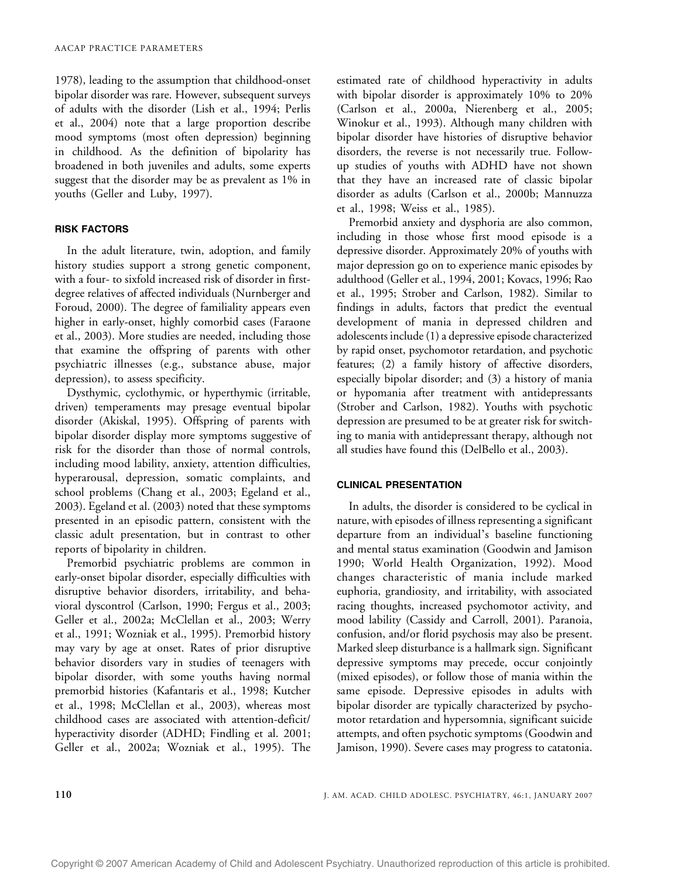1978), leading to the assumption that childhood-onset bipolar disorder was rare. However, subsequent surveys of adults with the disorder (Lish et al., 1994; Perlis et al., 2004) note that a large proportion describe mood symptoms (most often depression) beginning in childhood. As the definition of bipolarity has broadened in both juveniles and adults, some experts suggest that the disorder may be as prevalent as 1% in youths (Geller and Luby, 1997).

## RISK FACTORS

In the adult literature, twin, adoption, and family history studies support a strong genetic component, with a four- to sixfold increased risk of disorder in first-degree relatives of affected individuals (Nurnberger and Foroud, 2000). The degree of familiality appears even higher in early-onset, highly comorbid cases (Faraone et al., 2003). More studies are needed, including those that examine the offspring of parents with other psychiatric illnesses (e.g., substance abuse, major depression), to assess specificity.

Dysthymic, cyclothymic, or hyperthymic (irritable, driven) temperaments may presage eventual bipolar disorder (Akiskal, 1995). Offspring of parents with bipolar disorder display more symptoms suggestive of risk for the disorder than those of normal controls, including mood lability, anxiety, attention difficulties, hyperarousal, depression, somatic complaints, and school problems (Chang et al., 2003; Egeland et al., 2003). Egeland et al. (2003) noted that these symptoms presented in an episodic pattern, consistent with the classic adult presentation, but in contrast to other reports of bipolarity in children.

Premorbid psychiatric problems are common in early-onset bipolar disorder, especially difficulties with disruptive behavior disorders, irritability, and behavioral dyscontrol (Carlson, 1990; Fergus et al., 2003; Geller et al., 2002a; McClellan et al., 2003; Werry et al., 1991; Wozniak et al., 1995). Premorbid history may vary by age at onset. Rates of prior disruptive behavior disorders vary in studies of teenagers with bipolar disorder, with some youths having normal premorbid histories (Kafantaris et al., 1998; Kutcher et al., 1998; McClellan et al., 2003), whereas most childhood cases are associated with attention-deficit/hyperactivity disorder (ADHD; Findling et al. 2001; Geller et al., 2002a; Wozniak et al., 1995). The estimated rate of childhood hyperactivity in adults with bipolar disorder is approximately 10% to 20% (Carlson et al., 2000a, Nierenberg et al., 2005; Winokur et al., 1993). Although many children with bipolar disorder have histories of disruptive behavior disorders, the reverse is not necessarily true. Follow-up studies of youths with ADHD have not shown that they have an increased rate of classic bipolar disorder as adults (Carlson et al., 2000b; Mannuzza et al., 1998; Weiss et al., 1985).

Premorbid anxiety and dysphoria are also common, including in those whose first mood episode is a depressive disorder. Approximately 20% of youths with major depression go on to experience manic episodes by adulthood (Geller et al., 1994, 2001; Kovacs, 1996; Rao et al., 1995; Strober and Carlson, 1982). Similar to findings in adults, factors that predict the eventual development of mania in depressed children and adolescents include (1) a depressive episode characterized by rapid onset, psychomotor retardation, and psychotic features; (2) a family history of affective disorders, especially bipolar disorder; and (3) a history of mania or hypomania after treatment with antidepressants (Strober and Carlson, 1982). Youths with psychotic depression are presumed to be at greater risk for switching to mania with antidepressant therapy, although not all studies have found this (DelBello et al., 2003).

## CLINICAL PRESENTATION

In adults, the disorder is considered to be cyclical in nature, with episodes of illness representing a significant departure from an individual's baseline functioning and mental status examination (Goodwin and Jamison 1990; World Health Organization, 1992). Mood changes characteristic of mania include marked euphoria, grandiosity, and irritability, with associated racing thoughts, increased psychomotor activity, and mood lability (Cassidy and Carroll, 2001). Paranoia, confusion, and/or florid psychosis may also be present. Marked sleep disturbance is a hallmark sign. Significant depressive symptoms may precede, occur conjointly (mixed episodes), or follow those of mania within the same episode. Depressive episodes in adults with bipolar disorder are typically characterized by psychomotor retardation and hypersomnia, significant suicide attempts, and often psychotic symptoms (Goodwin and Jamison, 1990). Severe cases may progress to catatonia.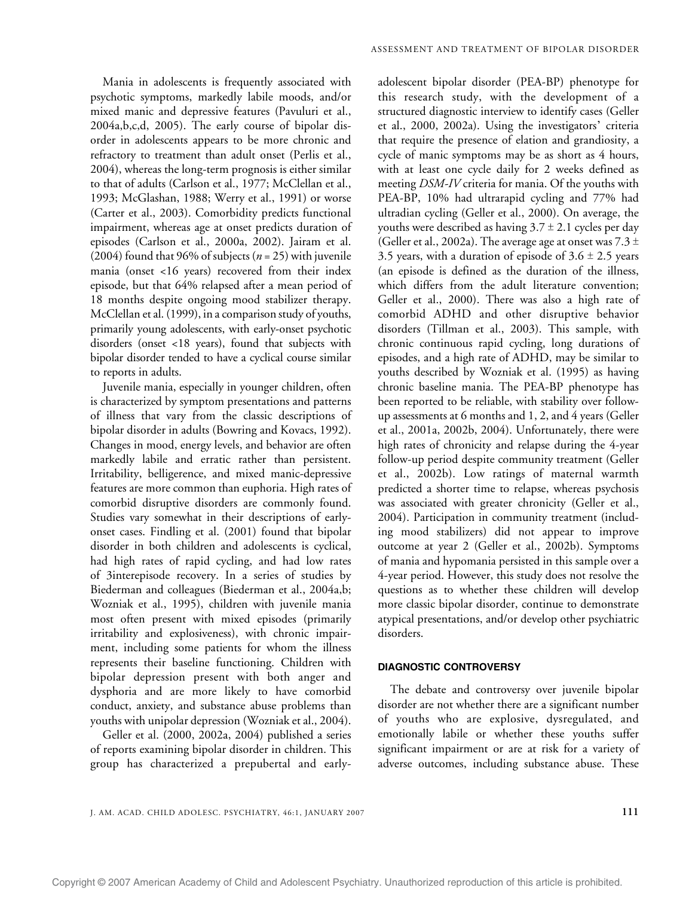Mania in adolescents is frequently associated with psychotic symptoms, markedly labile moods, and/or mixed manic and depressive features (Pavuluri et al., 2004a,b,c,d, 2005). The early course of bipolar disorder in adolescents appears to be more chronic and refractory to treatment than adult onset (Perlis et al., 2004), whereas the long-term prognosis is either similar to that of adults (Carlson et al., 1977; McClellan et al., 1993; McGlashan, 1988; Werry et al., 1991) or worse (Carter et al., 2003). Comorbidity predicts functional impairment, whereas age at onset predicts duration of episodes (Carlson et al., 2000a, 2002). Jairam et al. (2004) found that 96% of subjects ($n = 25$) with juvenile mania (onset <16 years) recovered from their index episode, but that 64% relapsed after a mean period of 18 months despite ongoing mood stabilizer therapy. McClellan et al. (1999), in a comparison study of youths, primarily young adolescents, with early-onset psychotic disorders (onset <18 years), found that subjects with bipolar disorder tended to have a cyclical course similar to reports in adults.

Juvenile mania, especially in younger children, often is characterized by symptom presentations and patterns of illness that vary from the classic descriptions of bipolar disorder in adults (Bowring and Kovacs, 1992). Changes in mood, energy levels, and behavior are often markedly labile and erratic rather than persistent. Irritability, belligerence, and mixed manic-depressive features are more common than euphoria. High rates of comorbid disruptive disorders are commonly found. Studies vary somewhat in their descriptions of early-onset cases. Findling et al. (2001) found that bipolar disorder in both children and adolescents is cyclical, had high rates of rapid cycling, and had low rates of 3interepisode recovery. In a series of studies by Biederman and colleagues (Biederman et al., 2004a,b; Wozniak et al., 1995), children with juvenile mania most often present with mixed episodes (primarily irritability and explosiveness), with chronic impairment, including some patients for whom the illness represents their baseline functioning. Children with bipolar depression present with both anger and dysphoria and are more likely to have comorbid conduct, anxiety, and substance abuse problems than youths with unipolar depression (Wozniak et al., 2004).

Geller et al. (2000, 2002a, 2004) published a series of reports examining bipolar disorder in children. This group has characterized a prepubertal and early-adolescent bipolar disorder (PEA-BP) phenotype for this research study, with the development of a structured diagnostic interview to identify cases (Geller et al., 2000, 2002a). Using the investigators' criteria that require the presence of elation and grandiosity, a cycle of manic symptoms may be as short as 4 hours, with at least one cycle daily for 2 weeks defined as meeting *DSM-IV* criteria for mania. Of the youths with PEA-BP, 10% had ultrarapid cycling and 77% had ultradian cycling (Geller et al., 2000). On average, the youths were described as having $3.7 \pm 2.1$ cycles per day (Geller et al., 2002a). The average age at onset was $7.3 \pm 3.5$ years, with a duration of episode of $3.6 \pm 2.5$ years (an episode is defined as the duration of the illness, which differs from the adult literature convention; Geller et al., 2000). There was also a high rate of comorbid ADHD and other disruptive behavior disorders (Tillman et al., 2003). This sample, with chronic continuous rapid cycling, long durations of episodes, and a high rate of ADHD, may be similar to youths described by Wozniak et al. (1995) as having chronic baseline mania. The PEA-BP phenotype has been reported to be reliable, with stability over follow-up assessments at 6 months and 1, 2, and 4 years (Geller et al., 2001a, 2002b, 2004). Unfortunately, there were high rates of chronicity and relapse during the 4-year follow-up period despite community treatment (Geller et al., 2002b). Low ratings of maternal warmth predicted a shorter time to relapse, whereas psychosis was associated with greater chronicity (Geller et al., 2004). Participation in community treatment (including mood stabilizers) did not appear to improve outcome at year 2 (Geller et al., 2002b). Symptoms of mania and hypomania persisted in this sample over a 4-year period. However, this study does not resolve the questions as to whether these children will develop more classic bipolar disorder, continue to demonstrate atypical presentations, and/or develop other psychiatric disorders.

## DIAGNOSTIC CONTROVERSY

The debate and controversy over juvenile bipolar disorder are not whether there are a significant number of youths who are explosive, dysregulated, and emotionally labile or whether these youths suffer significant impairment or are at risk for a variety of adverse outcomes, including substance abuse. These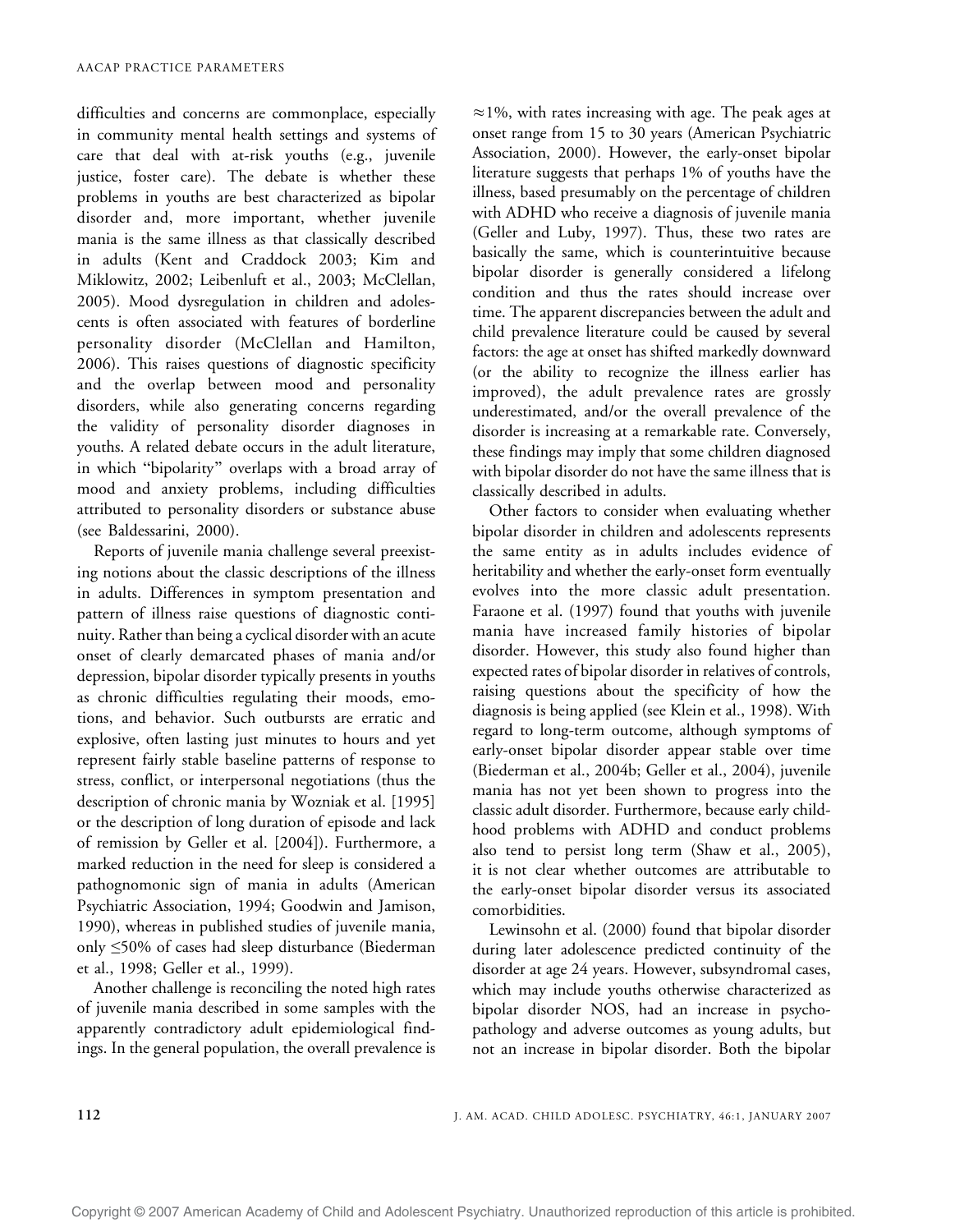difficulties and concerns are commonplace, especially in community mental health settings and systems of care that deal with at-risk youths (e.g., juvenile justice, foster care). The debate is whether these problems in youths are best characterized as bipolar disorder and, more important, whether juvenile mania is the same illness as that classically described in adults (Kent and Craddock 2003; Kim and Miklowitz, 2002; Leibenluft et al., 2003; McClellan, 2005). Mood dysregulation in children and adolescents is often associated with features of borderline personality disorder (McClellan and Hamilton, 2006). This raises questions of diagnostic specificity and the overlap between mood and personality disorders, while also generating concerns regarding the validity of personality disorder diagnoses in youths. A related debate occurs in the adult literature, in which "bipolarity" overlaps with a broad array of mood and anxiety problems, including difficulties attributed to personality disorders or substance abuse (see Baldessarini, 2000).

Reports of juvenile mania challenge several preexisting notions about the classic descriptions of the illness in adults. Differences in symptom presentation and pattern of illness raise questions of diagnostic continuity. Rather than being a cyclical disorder with an acute onset of clearly demarcated phases of mania and/or depression, bipolar disorder typically presents in youths as chronic difficulties regulating their moods, emotions, and behavior. Such outbursts are erratic and explosive, often lasting just minutes to hours and yet represent fairly stable baseline patterns of response to stress, conflict, or interpersonal negotiations (thus the description of chronic mania by Wozniak et al. [1995] or the description of long duration of episode and lack of remission by Geller et al. [2004]). Furthermore, a marked reduction in the need for sleep is considered a pathognomonic sign of mania in adults (American Psychiatric Association, 1994; Goodwin and Jamison, 1990), whereas in published studies of juvenile mania, only ≤50% of cases had sleep disturbance (Biederman et al., 1998; Geller et al., 1999).

Another challenge is reconciling the noted high rates of juvenile mania described in some samples with the apparently contradictory adult epidemiological findings. In the general population, the overall prevalence is ≈1%, with rates increasing with age. The peak ages at onset range from 15 to 30 years (American Psychiatric Association, 2000). However, the early-onset bipolar literature suggests that perhaps 1% of youths have the illness, based presumably on the percentage of children with ADHD who receive a diagnosis of juvenile mania (Geller and Luby, 1997). Thus, these two rates are basically the same, which is counterintuitive because bipolar disorder is generally considered a lifelong condition and thus the rates should increase over time. The apparent discrepancies between the adult and child prevalence literature could be caused by several factors: the age at onset has shifted markedly downward (or the ability to recognize the illness earlier has improved), the adult prevalence rates are grossly underestimated, and/or the overall prevalence of the disorder is increasing at a remarkable rate. Conversely, these findings may imply that some children diagnosed with bipolar disorder do not have the same illness that is classically described in adults.

Other factors to consider when evaluating whether bipolar disorder in children and adolescents represents the same entity as in adults includes evidence of heritability and whether the early-onset form eventually evolves into the more classic adult presentation. Faraone et al. (1997) found that youths with juvenile mania have increased family histories of bipolar disorder. However, this study also found higher than expected rates of bipolar disorder in relatives of controls, raising questions about the specificity of how the diagnosis is being applied (see Klein et al., 1998). With regard to long-term outcome, although symptoms of early-onset bipolar disorder appear stable over time (Biederman et al., 2004b; Geller et al., 2004), juvenile mania has not yet been shown to progress into the classic adult disorder. Furthermore, because early childhood problems with ADHD and conduct problems also tend to persist long term (Shaw et al., 2005), it is not clear whether outcomes are attributable to the early-onset bipolar disorder versus its associated comorbidities.

Lewinsohn et al. (2000) found that bipolar disorder during later adolescence predicted continuity of the disorder at age 24 years. However, subsyndromal cases, which may include youths otherwise characterized as bipolar disorder NOS, had an increase in psychopathology and adverse outcomes as young adults, but not an increase in bipolar disorder. Both the bipolar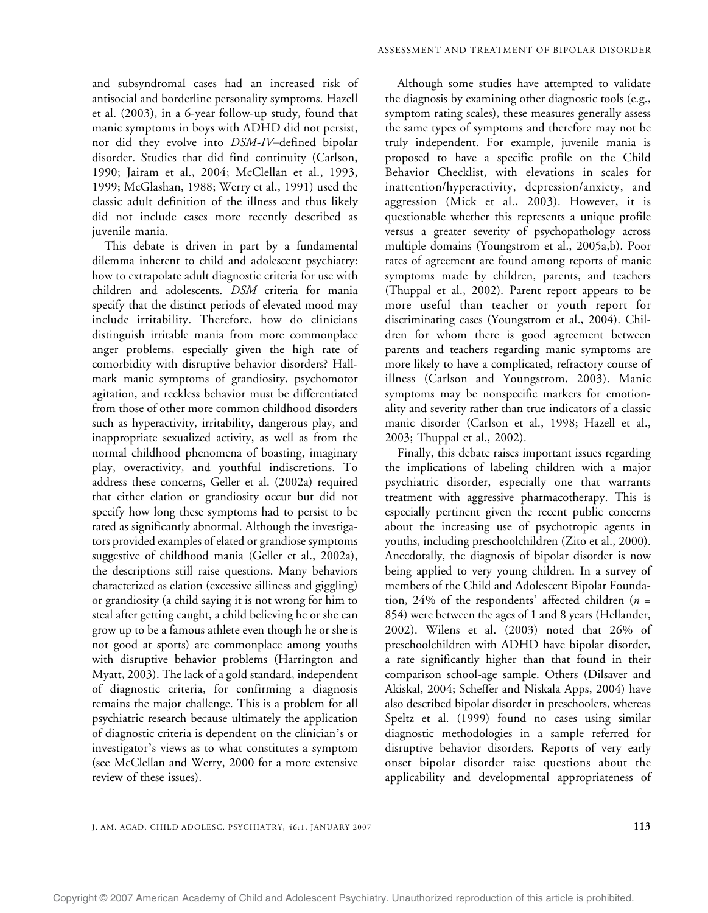and subsyndromal cases had an increased risk of antisocial and borderline personality symptoms. Hazell et al. (2003), in a 6-year follow-up study, found that manic symptoms in boys with ADHD did not persist, nor did they evolve into *DSM-IV*–defined bipolar disorder. Studies that did find continuity (Carlson, 1990; Jairam et al., 2004; McClellan et al., 1993, 1999; McGlashan, 1988; Werry et al., 1991) used the classic adult definition of the illness and thus likely did not include cases more recently described as juvenile mania.

This debate is driven in part by a fundamental dilemma inherent to child and adolescent psychiatry: how to extrapolate adult diagnostic criteria for use with children and adolescents. *DSM* criteria for mania specify that the distinct periods of elevated mood may include irritability. Therefore, how do clinicians distinguish irritable mania from more commonplace anger problems, especially given the high rate of comorbidity with disruptive behavior disorders? Hallmark manic symptoms of grandiosity, psychomotor agitation, and reckless behavior must be differentiated from those of other more common childhood disorders such as hyperactivity, irritability, dangerous play, and inappropriate sexualized activity, as well as from the normal childhood phenomena of boasting, imaginary play, overactivity, and youthful indiscretions. To address these concerns, Geller et al. (2002a) required that either elation or grandiosity occur but did not specify how long these symptoms had to persist to be rated as significantly abnormal. Although the investigators provided examples of elated or grandiose symptoms suggestive of childhood mania (Geller et al., 2002a), the descriptions still raise questions. Many behaviors characterized as elation (excessive silliness and giggling) or grandiosity (a child saying it is not wrong for him to steal after getting caught, a child believing he or she can grow up to be a famous athlete even though he or she is not good at sports) are commonplace among youths with disruptive behavior problems (Harrington and Myatt, 2003). The lack of a gold standard, independent of diagnostic criteria, for confirming a diagnosis remains the major challenge. This is a problem for all psychiatric research because ultimately the application of diagnostic criteria is dependent on the clinician's or investigator's views as to what constitutes a symptom (see McClellan and Werry, 2000 for a more extensive review of these issues).

Although some studies have attempted to validate the diagnosis by examining other diagnostic tools (e.g., symptom rating scales), these measures generally assess the same types of symptoms and therefore may not be truly independent. For example, juvenile mania is proposed to have a specific profile on the Child Behavior Checklist, with elevations in scales for inattention/hyperactivity, depression/anxiety, and aggression (Mick et al., 2003). However, it is questionable whether this represents a unique profile versus a greater severity of psychopathology across multiple domains (Youngstrom et al., 2005a,b). Poor rates of agreement are found among reports of manic symptoms made by children, parents, and teachers (Thuppal et al., 2002). Parent report appears to be more useful than teacher or youth report for discriminating cases (Youngstrom et al., 2004). Children for whom there is good agreement between parents and teachers regarding manic symptoms are more likely to have a complicated, refractory course of illness (Carlson and Youngstrom, 2003). Manic symptoms may be nonspecific markers for emotionality and severity rather than true indicators of a classic manic disorder (Carlson et al., 1998; Hazell et al., 2003; Thuppal et al., 2002).

Finally, this debate raises important issues regarding the implications of labeling children with a major psychiatric disorder, especially one that warrants treatment with aggressive pharmacotherapy. This is especially pertinent given the recent public concerns about the increasing use of psychotropic agents in youths, including preschoolchildren (Zito et al., 2000). Anecdotally, the diagnosis of bipolar disorder is now being applied to very young children. In a survey of members of the Child and Adolescent Bipolar Foundation, 24% of the respondents' affected children ($n$ = 854) were between the ages of 1 and 8 years (Hellander, 2002). Wilens et al. (2003) noted that 26% of preschoolchildren with ADHD have bipolar disorder, a rate significantly higher than that found in their comparison school-age sample. Others (Dilsaver and Akiskal, 2004; Scheffer and Niskala Apps, 2004) have also described bipolar disorder in preschoolers, whereas Speltz et al. (1999) found no cases using similar diagnostic methodologies in a sample referred for disruptive behavior disorders. Reports of very early onset bipolar disorder raise questions about the applicability and developmental appropriateness of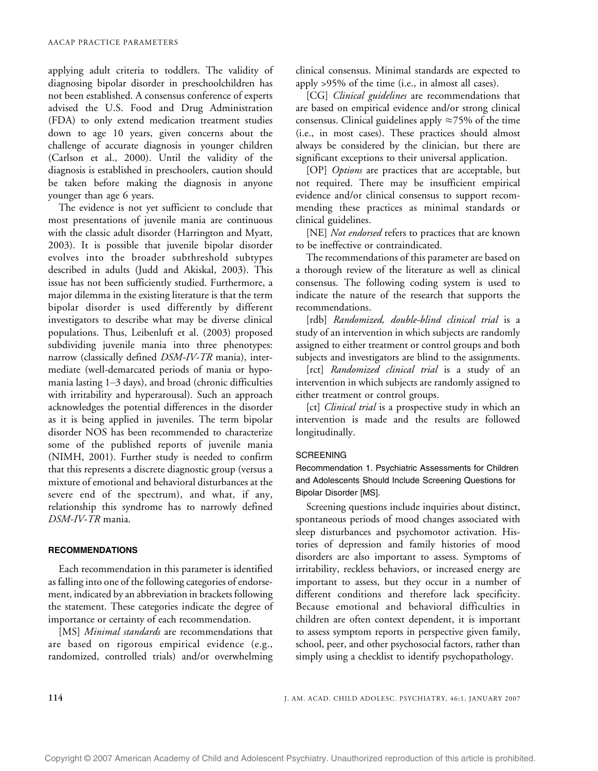applying adult criteria to toddlers. The validity of diagnosing bipolar disorder in preschoolchildren has not been established. A consensus conference of experts advised the U.S. Food and Drug Administration (FDA) to only extend medication treatment studies down to age 10 years, given concerns about the challenge of accurate diagnosis in younger children (Carlson et al., 2000). Until the validity of the diagnosis is established in preschoolers, caution should be taken before making the diagnosis in anyone younger than age 6 years.

The evidence is not yet sufficient to conclude that most presentations of juvenile mania are continuous with the classic adult disorder (Harrington and Myatt, 2003). It is possible that juvenile bipolar disorder evolves into the broader subthreshold subtypes described in adults (Judd and Akiskal, 2003). This issue has not been sufficiently studied. Furthermore, a major dilemma in the existing literature is that the term bipolar disorder is used differently by different investigators to describe what may be diverse clinical populations. Thus, Leibenluft et al. (2003) proposed subdividing juvenile mania into three phenotypes: narrow (classically defined *DSM-IV-TR* mania), intermediate (well-demarcated periods of mania or hypomania lasting 1–3 days), and broad (chronic difficulties with irritability and hyperarousal). Such an approach acknowledges the potential differences in the disorder as it is being applied in juveniles. The term bipolar disorder NOS has been recommended to characterize some of the published reports of juvenile mania (NIMH, 2001). Further study is needed to confirm that this represents a discrete diagnostic group (versus a mixture of emotional and behavioral disturbances at the severe end of the spectrum), and what, if any, relationship this syndrome has to narrowly defined *DSM-IV-TR* mania.

## RECOMMENDATIONS

Each recommendation in this parameter is identified as falling into one of the following categories of endorsement, indicated by an abbreviation in brackets following the statement. These categories indicate the degree of importance or certainty of each recommendation.

[MS] *Minimal standards* are recommendations that are based on rigorous empirical evidence (e.g., randomized, controlled trials) and/or overwhelming clinical consensus. Minimal standards are expected to apply >95% of the time (i.e., in almost all cases).

[CG] *Clinical guidelines* are recommendations that are based on empirical evidence and/or strong clinical consensus. Clinical guidelines apply ≈75% of the time (i.e., in most cases). These practices should almost always be considered by the clinician, but there are significant exceptions to their universal application.

[OP] *Options* are practices that are acceptable, but not required. There may be insufficient empirical evidence and/or clinical consensus to support recommending these practices as minimal standards or clinical guidelines.

[NE] *Not endorsed* refers to practices that are known to be ineffective or contraindicated.

The recommendations of this parameter are based on a thorough review of the literature as well as clinical consensus. The following coding system is used to indicate the nature of the research that supports the recommendations.

[rdb] *Randomized, double-blind clinical trial* is a study of an intervention in which subjects are randomly assigned to either treatment or control groups and both subjects and investigators are blind to the assignments.

[rct] *Randomized clinical trial* is a study of an intervention in which subjects are randomly assigned to either treatment or control groups.

[ct] *Clinical trial* is a prospective study in which an intervention is made and the results are followed longitudinally.

### SCREENING

#### Recommendation 1. Psychiatric Assessments for Children and Adolescents Should Include Screening Questions for Bipolar Disorder [MS].

Screening questions include inquiries about distinct, spontaneous periods of mood changes associated with sleep disturbances and psychomotor activation. Histories of depression and family histories of mood disorders are also important to assess. Symptoms of irritability, reckless behaviors, or increased energy are important to assess, but they occur in a number of different conditions and therefore lack specificity. Because emotional and behavioral difficulties in children are often context dependent, it is important to assess symptom reports in perspective given family, school, peer, and other psychosocial factors, rather than simply using a checklist to identify psychopathology.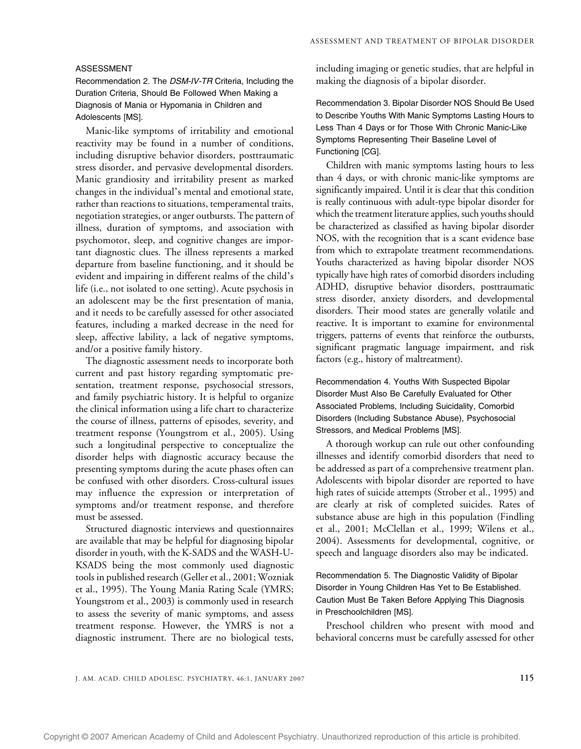## ASSESSMENT

### Recommendation 2. The *DSM-IV-TR* Criteria, Including the Duration Criteria, Should Be Followed When Making a Diagnosis of Mania or Hypomania in Children and Adolescents [MS].

Manic-like symptoms of irritability and emotional reactivity may be found in a number of conditions, including disruptive behavior disorders, posttraumatic stress disorder, and pervasive developmental disorders. Manic grandiosity and irritability present as marked changes in the individual's mental and emotional state, rather than reactions to situations, temperamental traits, negotiation strategies, or anger outbursts. The pattern of illness, duration of symptoms, and association with psychomotor, sleep, and cognitive changes are important diagnostic clues. The illness represents a marked departure from baseline functioning, and it should be evident and impairing in different realms of the child's life (i.e., not isolated to one setting). Acute psychosis in an adolescent may be the first presentation of mania, and it needs to be carefully assessed for other associated features, including a marked decrease in the need for sleep, affective lability, a lack of negative symptoms, and/or a positive family history.

The diagnostic assessment needs to incorporate both current and past history regarding symptomatic presentation, treatment response, psychosocial stressors, and family psychiatric history. It is helpful to organize the clinical information using a life chart to characterize the course of illness, patterns of episodes, severity, and treatment response (Youngstrom et al., 2005). Using such a longitudinal perspective to conceptualize the disorder helps with diagnostic accuracy because the presenting symptoms during the acute phases often can be confused with other disorders. Cross-cultural issues may influence the expression or interpretation of symptoms and/or treatment response, and therefore must be assessed.

Structured diagnostic interviews and questionnaires are available that may be helpful for diagnosing bipolar disorder in youth, with the K-SADS and the WASH-U-KSADS being the most commonly used diagnostic tools in published research (Geller et al., 2001; Wozniak et al., 1995). The Young Mania Rating Scale (YMRS; Youngstrom et al., 2003) is commonly used in research to assess the severity of manic symptoms, and assess treatment response. However, the YMRS is not a diagnostic instrument. There are no biological tests, including imaging or genetic studies, that are helpful in making the diagnosis of a bipolar disorder.

### Recommendation 3. Bipolar Disorder NOS Should Be Used to Describe Youths With Manic Symptoms Lasting Hours to Less Than 4 Days or for Those With Chronic Manic-Like Symptoms Representing Their Baseline Level of Functioning [CG].

Children with manic symptoms lasting hours to less than 4 days, or with chronic manic-like symptoms are significantly impaired. Until it is clear that this condition is really continuous with adult-type bipolar disorder for which the treatment literature applies, such youths should be characterized as classified as having bipolar disorder NOS, with the recognition that is a scant evidence base from which to extrapolate treatment recommendations. Youths characterized as having bipolar disorder NOS typically have high rates of comorbid disorders including ADHD, disruptive behavior disorders, posttraumatic stress disorder, anxiety disorders, and developmental disorders. Their mood states are generally volatile and reactive. It is important to examine for environmental triggers, patterns of events that reinforce the outbursts, significant pragmatic language impairment, and risk factors (e.g., history of maltreatment).

### Recommendation 4. Youths With Suspected Bipolar Disorder Must Also Be Carefully Evaluated for Other Associated Problems, Including Suicidality, Comorbid Disorders (Including Substance Abuse), Psychosocial Stressors, and Medical Problems [MS].

A thorough workup can rule out other confounding illnesses and identify comorbid disorders that need to be addressed as part of a comprehensive treatment plan. Adolescents with bipolar disorder are reported to have high rates of suicide attempts (Strober et al., 1995) and are clearly at risk of completed suicides. Rates of substance abuse are high in this population (Findling et al., 2001; McClellan et al., 1999; Wilens et al., 2004). Assessments for developmental, cognitive, or speech and language disorders also may be indicated.

### Recommendation 5. The Diagnostic Validity of Bipolar Disorder in Young Children Has Yet to Be Established. Caution Must Be Taken Before Applying This Diagnosis in Preschoolchildren [MS].

Preschool children who present with mood and behavioral concerns must be carefully assessed for other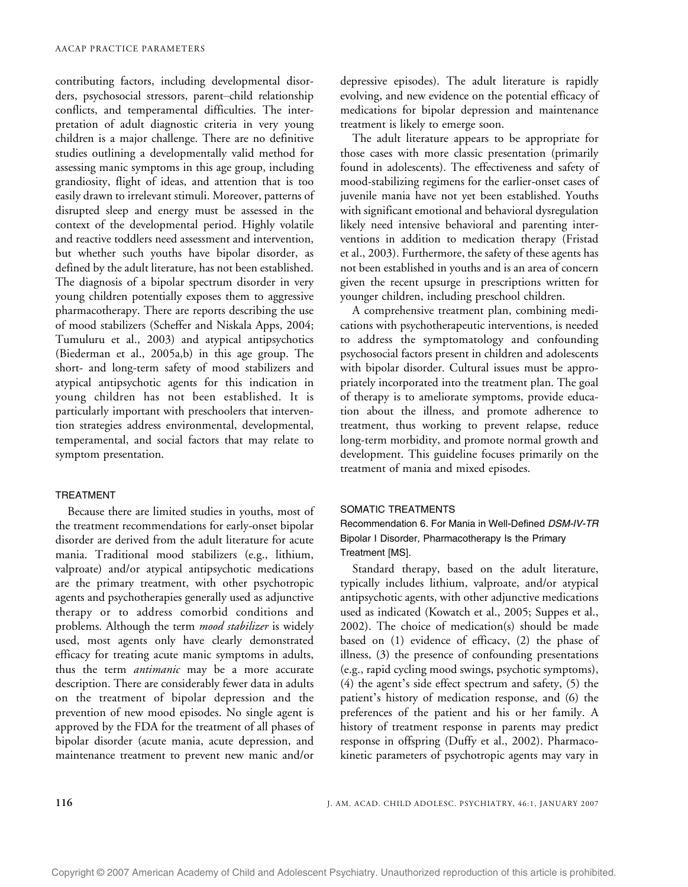contributing factors, including developmental disorders, psychosocial stressors, parent–child relationship conflicts, and temperamental difficulties. The interpretation of adult diagnostic criteria in very young children is a major challenge. There are no definitive studies outlining a developmentally valid method for assessing manic symptoms in this age group, including grandiosity, flight of ideas, and attention that is too easily drawn to irrelevant stimuli. Moreover, patterns of disrupted sleep and energy must be assessed in the context of the developmental period. Highly volatile and reactive toddlers need assessment and intervention, but whether such youths have bipolar disorder, as defined by the adult literature, has not been established. The diagnosis of a bipolar spectrum disorder in very young children potentially exposes them to aggressive pharmacotherapy. There are reports describing the use of mood stabilizers (Scheffer and Niskala Apps, 2004; Tumuluru et al., 2003) and atypical antipsychotics (Biederman et al., 2005a,b) in this age group. The short- and long-term safety of mood stabilizers and atypical antipsychotic agents for this indication in young children has not been established. It is particularly important with preschoolers that intervention strategies address environmental, developmental, temperamental, and social factors that may relate to symptom presentation.

## TREATMENT

Because there are limited studies in youths, most of the treatment recommendations for early-onset bipolar disorder are derived from the adult literature for acute mania. Traditional mood stabilizers (e.g., lithium, valproate) and/or atypical antipsychotic medications are the primary treatment, with other psychotropic agents and psychotherapies generally used as adjunctive therapy or to address comorbid conditions and problems. Although the term *mood stabilizer* is widely used, most agents only have clearly demonstrated efficacy for treating acute manic symptoms in adults, thus the term *antimanic* may be a more accurate description. There are considerably fewer data in adults on the treatment of bipolar depression and the prevention of new mood episodes. No single agent is approved by the FDA for the treatment of all phases of bipolar disorder (acute mania, acute depression, and maintenance treatment to prevent new manic and/or depressive episodes). The adult literature is rapidly evolving, and new evidence on the potential efficacy of medications for bipolar depression and maintenance treatment is likely to emerge soon.

The adult literature appears to be appropriate for those cases with more classic presentation (primarily found in adolescents). The effectiveness and safety of mood-stabilizing regimens for the earlier-onset cases of juvenile mania have not yet been established. Youths with significant emotional and behavioral dysregulation likely need intensive behavioral and parenting interventions in addition to medication therapy (Fristad et al., 2003). Furthermore, the safety of these agents has not been established in youths and is an area of concern given the recent upsurge in prescriptions written for younger children, including preschool children.

A comprehensive treatment plan, combining medications with psychotherapeutic interventions, is needed to address the symptomatology and confounding psychosocial factors present in children and adolescents with bipolar disorder. Cultural issues must be appropriately incorporated into the treatment plan. The goal of therapy is to ameliorate symptoms, provide education about the illness, and promote adherence to treatment, thus working to prevent relapse, reduce long-term morbidity, and promote normal growth and development. This guideline focuses primarily on the treatment of mania and mixed episodes.

## SOMATIC TREATMENTS

### Recommendation 6. For Mania in Well-Defined *DSM-IV-TR* Bipolar I Disorder, Pharmacotherapy Is the Primary Treatment [MS].

Standard therapy, based on the adult literature, typically includes lithium, valproate, and/or atypical antipsychotic agents, with other adjunctive medications used as indicated (Kowatch et al., 2005; Suppes et al., 2002). The choice of medication(s) should be made based on (1) evidence of efficacy, (2) the phase of illness, (3) the presence of confounding presentations (e.g., rapid cycling mood swings, psychotic symptoms), (4) the agent's side effect spectrum and safety, (5) the patient's history of medication response, and (6) the preferences of the patient and his or her family. A history of treatment response in parents may predict response in offspring (Duffy et al., 2002). Pharmacokinetic parameters of psychotropic agents may vary in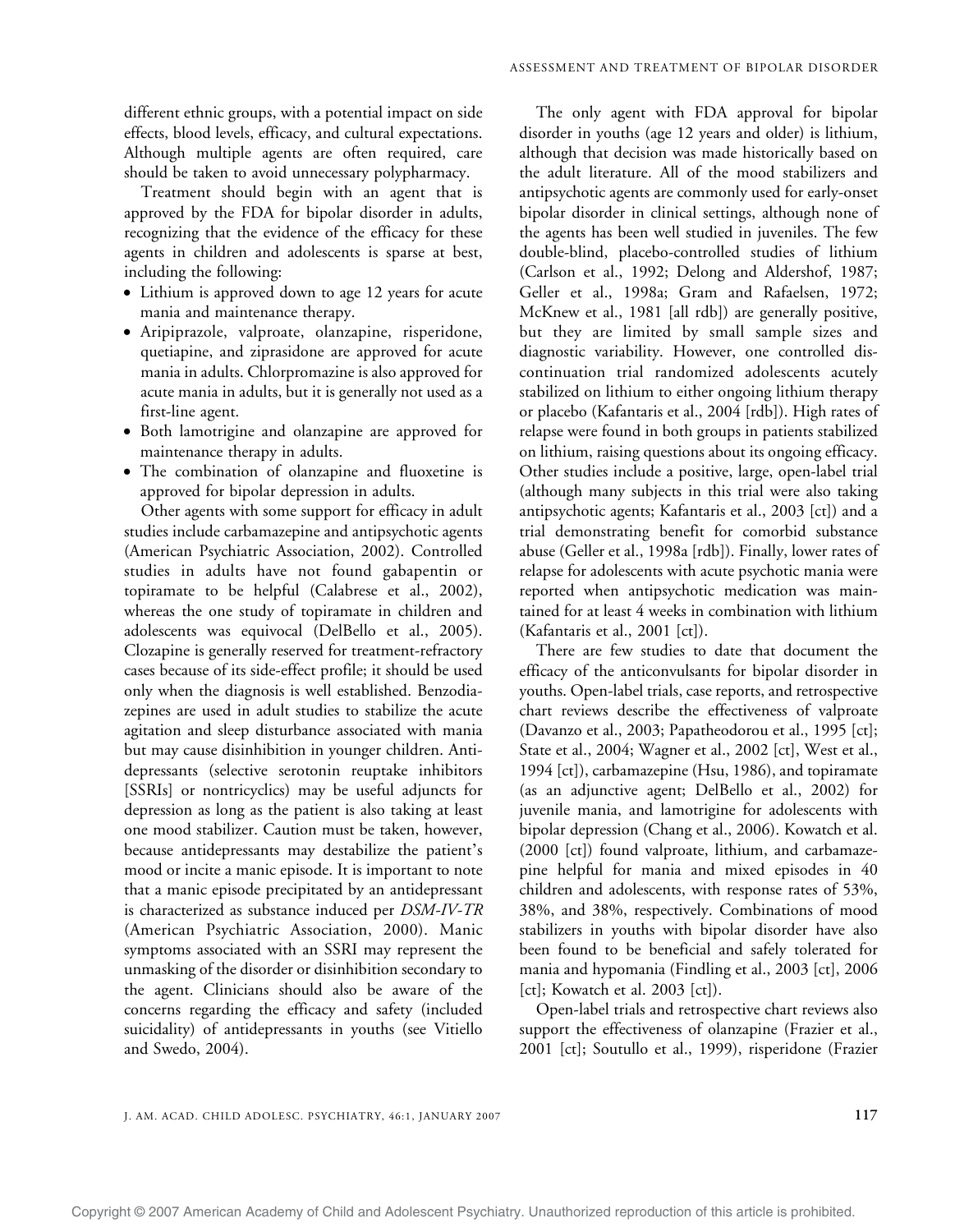different ethnic groups, with a potential impact on side effects, blood levels, efficacy, and cultural expectations. Although multiple agents are often required, care should be taken to avoid unnecessary polypharmacy.

Treatment should begin with an agent that is approved by the FDA for bipolar disorder in adults, recognizing that the evidence of the efficacy for these agents in children and adolescents is sparse at best, including the following:

- Lithium is approved down to age 12 years for acute mania and maintenance therapy.
- Aripiprazole, valproate, olanzapine, risperidone, quetiapine, and ziprasidone are approved for acute mania in adults. Chlorpromazine is also approved for acute mania in adults, but it is generally not used as a first-line agent.
- Both lamotrigine and olanzapine are approved for maintenance therapy in adults.
- The combination of olanzapine and fluoxetine is approved for bipolar depression in adults.

Other agents with some support for efficacy in adult studies include carbamazepine and antipsychotic agents (American Psychiatric Association, 2002). Controlled studies in adults have not found gabapentin or topiramate to be helpful (Calabrese et al., 2002), whereas the one study of topiramate in children and adolescents was equivocal (DelBello et al., 2005). Clozapine is generally reserved for treatment-refractory cases because of its side-effect profile; it should be used only when the diagnosis is well established. Benzodiazepines are used in adult studies to stabilize the acute agitation and sleep disturbance associated with mania but may cause disinhibition in younger children. Antidepressants (selective serotonin reuptake inhibitors [SSRIs] or nontricyclics) may be useful adjuncts for depression as long as the patient is also taking at least one mood stabilizer. Caution must be taken, however, because antidepressants may destabilize the patient's mood or incite a manic episode. It is important to note that a manic episode precipitated by an antidepressant is characterized as substance induced per *DSM-IV-TR* (American Psychiatric Association, 2000). Manic symptoms associated with an SSRI may represent the unmasking of the disorder or disinhibition secondary to the agent. Clinicians should also be aware of the concerns regarding the efficacy and safety (included suicidality) of antidepressants in youths (see Vitiello and Swedo, 2004).

The only agent with FDA approval for bipolar disorder in youths (age 12 years and older) is lithium, although that decision was made historically based on the adult literature. All of the mood stabilizers and antipsychotic agents are commonly used for early-onset bipolar disorder in clinical settings, although none of the agents has been well studied in juveniles. The few double-blind, placebo-controlled studies of lithium (Carlson et al., 1992; Delong and Aldershof, 1987; Geller et al., 1998a; Gram and Rafaelsen, 1972; McKnew et al., 1981 [all rdb]) are generally positive, but they are limited by small sample sizes and diagnostic variability. However, one controlled discontinuation trial randomized adolescents acutely stabilized on lithium to either ongoing lithium therapy or placebo (Kafantaris et al., 2004 [rdb]). High rates of relapse were found in both groups in patients stabilized on lithium, raising questions about its ongoing efficacy. Other studies include a positive, large, open-label trial (although many subjects in this trial were also taking antipsychotic agents; Kafantaris et al., 2003 [ct]) and a trial demonstrating benefit for comorbid substance abuse (Geller et al., 1998a [rdb]). Finally, lower rates of relapse for adolescents with acute psychotic mania were reported when antipsychotic medication was maintained for at least 4 weeks in combination with lithium (Kafantaris et al., 2001 [ct]).

There are few studies to date that document the efficacy of the anticonvulsants for bipolar disorder in youths. Open-label trials, case reports, and retrospective chart reviews describe the effectiveness of valproate (Davanzo et al., 2003; Papatheodorou et al., 1995 [ct]; State et al., 2004; Wagner et al., 2002 [ct], West et al., 1994 [ct]), carbamazepine (Hsu, 1986), and topiramate (as an adjunctive agent; DelBello et al., 2002) for juvenile mania, and lamotrigine for adolescents with bipolar depression (Chang et al., 2006). Kowatch et al. (2000 [ct]) found valproate, lithium, and carbamazepine helpful for mania and mixed episodes in 40 children and adolescents, with response rates of 53%, 38%, and 38%, respectively. Combinations of mood stabilizers in youths with bipolar disorder have also been found to be beneficial and safely tolerated for mania and hypomania (Findling et al., 2003 [ct], 2006 [ct]; Kowatch et al. 2003 [ct]).

Open-label trials and retrospective chart reviews also support the effectiveness of olanzapine (Frazier et al., 2001 [ct]; Soutullo et al., 1999), risperidone (Frazier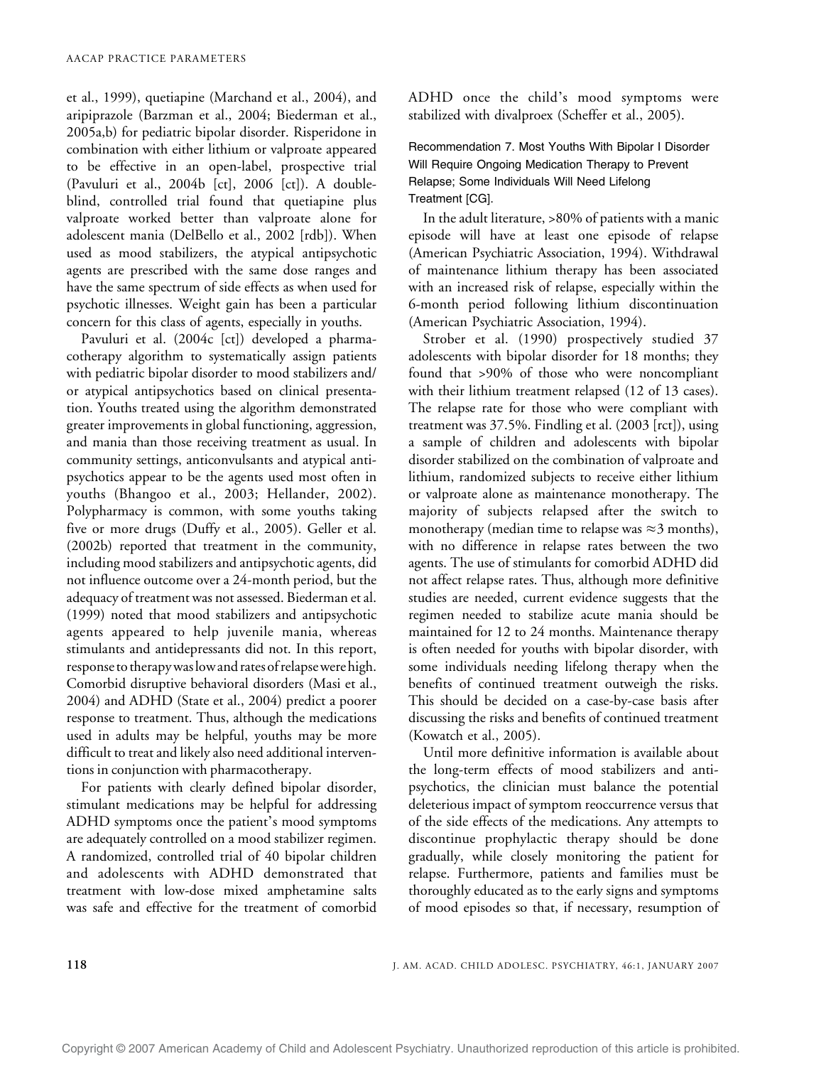et al., 1999), quetiapine (Marchand et al., 2004), and aripiprazole (Barzman et al., 2004; Biederman et al., 2005a,b) for pediatric bipolar disorder. Risperidone in combination with either lithium or valproate appeared to be effective in an open-label, prospective trial (Pavuluri et al., 2004b [ct], 2006 [ct]). A double-blind, controlled trial found that quetiapine plus valproate worked better than valproate alone for adolescent mania (DelBello et al., 2002 [rdb]). When used as mood stabilizers, the atypical antipsychotic agents are prescribed with the same dose ranges and have the same spectrum of side effects as when used for psychotic illnesses. Weight gain has been a particular concern for this class of agents, especially in youths.

Pavuluri et al. (2004c [ct]) developed a pharmacotherapy algorithm to systematically assign patients with pediatric bipolar disorder to mood stabilizers and/or atypical antipsychotics based on clinical presentation. Youths treated using the algorithm demonstrated greater improvements in global functioning, aggression, and mania than those receiving treatment as usual. In community settings, anticonvulsants and atypical antipsychotics appear to be the agents used most often in youths (Bhangoo et al., 2003; Hellander, 2002). Polypharmacy is common, with some youths taking five or more drugs (Duffy et al., 2005). Geller et al. (2002b) reported that treatment in the community, including mood stabilizers and antipsychotic agents, did not influence outcome over a 24-month period, but the adequacy of treatment was not assessed. Biederman et al. (1999) noted that mood stabilizers and antipsychotic agents appeared to help juvenile mania, whereas stimulants and antidepressants did not. In this report, response to therapy was low and rates of relapse were high. Comorbid disruptive behavioral disorders (Masi et al., 2004) and ADHD (State et al., 2004) predict a poorer response to treatment. Thus, although the medications used in adults may be helpful, youths may be more difficult to treat and likely also need additional interventions in conjunction with pharmacotherapy.

For patients with clearly defined bipolar disorder, stimulant medications may be helpful for addressing ADHD symptoms once the patient's mood symptoms are adequately controlled on a mood stabilizer regimen. A randomized, controlled trial of 40 bipolar children and adolescents with ADHD demonstrated that treatment with low-dose mixed amphetamine salts was safe and effective for the treatment of comorbid ADHD once the child's mood symptoms were stabilized with divalproex (Scheffer et al., 2005).

### Recommendation 7. Most Youths With Bipolar I Disorder Will Require Ongoing Medication Therapy to Prevent Relapse; Some Individuals Will Need Lifelong Treatment [CG].

In the adult literature, >80% of patients with a manic episode will have at least one episode of relapse (American Psychiatric Association, 1994). Withdrawal of maintenance lithium therapy has been associated with an increased risk of relapse, especially within the 6-month period following lithium discontinuation (American Psychiatric Association, 1994).

Strober et al. (1990) prospectively studied 37 adolescents with bipolar disorder for 18 months; they found that >90% of those who were noncompliant with their lithium treatment relapsed (12 of 13 cases). The relapse rate for those who were compliant with treatment was 37.5%. Findling et al. (2003 [rct]), using a sample of children and adolescents with bipolar disorder stabilized on the combination of valproate and lithium, randomized subjects to receive either lithium or valproate alone as maintenance monotherapy. The majority of subjects relapsed after the switch to monotherapy (median time to relapse was ≈3 months), with no difference in relapse rates between the two agents. The use of stimulants for comorbid ADHD did not affect relapse rates. Thus, although more definitive studies are needed, current evidence suggests that the regimen needed to stabilize acute mania should be maintained for 12 to 24 months. Maintenance therapy is often needed for youths with bipolar disorder, with some individuals needing lifelong therapy when the benefits of continued treatment outweigh the risks. This should be decided on a case-by-case basis after discussing the risks and benefits of continued treatment (Kowatch et al., 2005).

Until more definitive information is available about the long-term effects of mood stabilizers and antipsychotics, the clinician must balance the potential deleterious impact of symptom reoccurrence versus that of the side effects of the medications. Any attempts to discontinue prophylactic therapy should be done gradually, while closely monitoring the patient for relapse. Furthermore, patients and families must be thoroughly educated as to the early signs and symptoms of mood episodes so that, if necessary, resumption of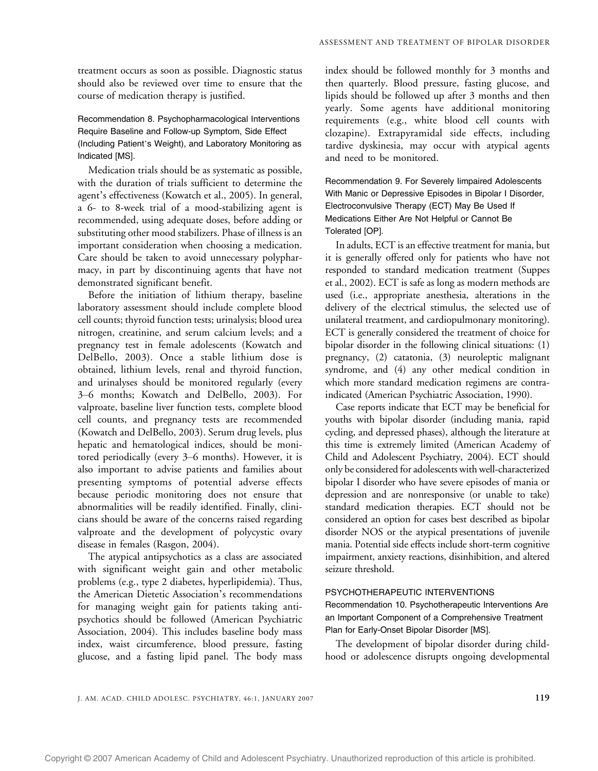treatment occurs as soon as possible. Diagnostic status should also be reviewed over time to ensure that the course of medication therapy is justified.

### Recommendation 8. Psychopharmacological Interventions Require Baseline and Follow-up Symptom, Side Effect (Including Patient's Weight), and Laboratory Monitoring as Indicated [MS].

Medication trials should be as systematic as possible, with the duration of trials sufficient to determine the agent's effectiveness (Kowatch et al., 2005). In general, a 6- to 8-week trial of a mood-stabilizing agent is recommended, using adequate doses, before adding or substituting other mood stabilizers. Phase of illness is an important consideration when choosing a medication. Care should be taken to avoid unnecessary polypharmacy, in part by discontinuing agents that have not demonstrated significant benefit.

Before the initiation of lithium therapy, baseline laboratory assessment should include complete blood cell counts; thyroid function tests; urinalysis; blood urea nitrogen, creatinine, and serum calcium levels; and a pregnancy test in female adolescents (Kowatch and DelBello, 2003). Once a stable lithium dose is obtained, lithium levels, renal and thyroid function, and urinalyses should be monitored regularly (every 3–6 months; Kowatch and DelBello, 2003). For valproate, baseline liver function tests, complete blood cell counts, and pregnancy tests are recommended (Kowatch and DelBello, 2003). Serum drug levels, plus hepatic and hematological indices, should be monitored periodically (every 3–6 months). However, it is also important to advise patients and families about presenting symptoms of potential adverse effects because periodic monitoring does not ensure that abnormalities will be readily identified. Finally, clinicians should be aware of the concerns raised regarding valproate and the development of polycystic ovary disease in females (Rasgon, 2004).

The atypical antipsychotics as a class are associated with significant weight gain and other metabolic problems (e.g., type 2 diabetes, hyperlipidemia). Thus, the American Dietetic Association's recommendations for managing weight gain for patients taking antipsychotics should be followed (American Psychiatric Association, 2004). This includes baseline body mass index, waist circumference, blood pressure, fasting glucose, and a fasting lipid panel. The body mass index should be followed monthly for 3 months and then quarterly. Blood pressure, fasting glucose, and lipids should be followed up after 3 months and then yearly. Some agents have additional monitoring requirements (e.g., white blood cell counts with clozapine). Extrapyramidal side effects, including tardive dyskinesia, may occur with atypical agents and need to be monitored.

### Recommendation 9. For Severely Iimpaired Adolescents With Manic or Depressive Episodes in Bipolar I Disorder, Electroconvulsive Therapy (ECT) May Be Used If Medications Either Are Not Helpful or Cannot Be Tolerated [OP].

In adults, ECT is an effective treatment for mania, but it is generally offered only for patients who have not responded to standard medication treatment (Suppes et al., 2002). ECT is safe as long as modern methods are used (i.e., appropriate anesthesia, alterations in the delivery of the electrical stimulus, the selected use of unilateral treatment, and cardiopulmonary monitoring). ECT is generally considered the treatment of choice for bipolar disorder in the following clinical situations: (1) pregnancy, (2) catatonia, (3) neuroleptic malignant syndrome, and (4) any other medical condition in which more standard medication regimens are contraindicated (American Psychiatric Association, 1990).

Case reports indicate that ECT may be beneficial for youths with bipolar disorder (including mania, rapid cycling, and depressed phases), although the literature at this time is extremely limited (American Academy of Child and Adolescent Psychiatry, 2004). ECT should only be considered for adolescents with well-characterized bipolar I disorder who have severe episodes of mania or depression and are nonresponsive (or unable to take) standard medication therapies. ECT should not be considered an option for cases best described as bipolar disorder NOS or the atypical presentations of juvenile mania. Potential side effects include short-term cognitive impairment, anxiety reactions, disinhibition, and altered seizure threshold.

## PSYCHOTHERAPEUTIC INTERVENTIONS

### Recommendation 10. Psychotherapeutic Interventions Are an Important Component of a Comprehensive Treatment Plan for Early-Onset Bipolar Disorder [MS].

The development of bipolar disorder during childhood or adolescence disrupts ongoing developmental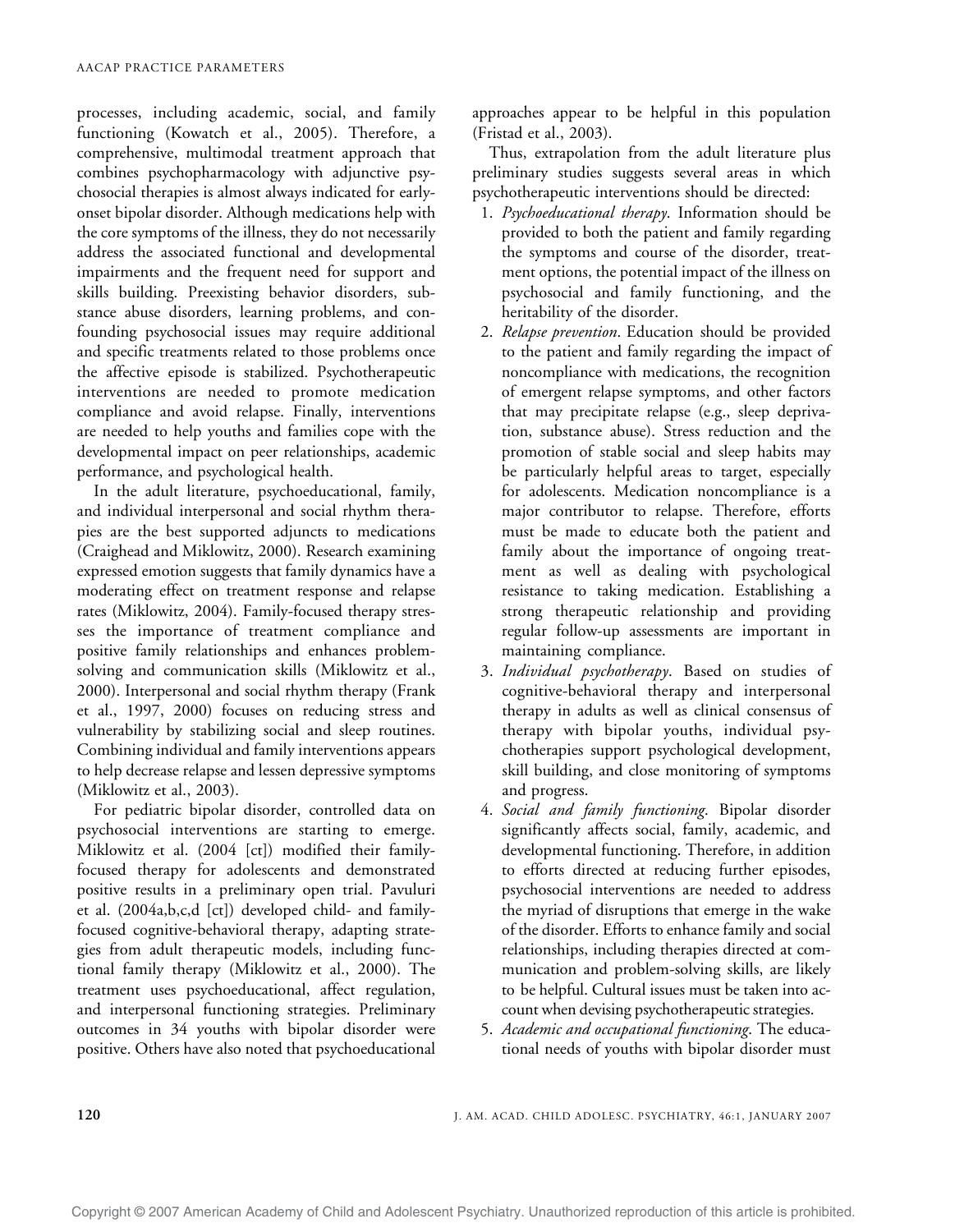processes, including academic, social, and family functioning (Kowatch et al., 2005). Therefore, a comprehensive, multimodal treatment approach that combines psychopharmacology with adjunctive psychosocial therapies is almost always indicated for early-onset bipolar disorder. Although medications help with the core symptoms of the illness, they do not necessarily address the associated functional and developmental impairments and the frequent need for support and skills building. Preexisting behavior disorders, substance abuse disorders, learning problems, and confounding psychosocial issues may require additional and specific treatments related to those problems once the affective episode is stabilized. Psychotherapeutic interventions are needed to promote medication compliance and avoid relapse. Finally, interventions are needed to help youths and families cope with the developmental impact on peer relationships, academic performance, and psychological health.

In the adult literature, psychoeducational, family, and individual interpersonal and social rhythm therapies are the best supported adjuncts to medications (Craighead and Miklowitz, 2000). Research examining expressed emotion suggests that family dynamics have a moderating effect on treatment response and relapse rates (Miklowitz, 2004). Family-focused therapy stresses the importance of treatment compliance and positive family relationships and enhances problem-solving and communication skills (Miklowitz et al., 2000). Interpersonal and social rhythm therapy (Frank et al., 1997, 2000) focuses on reducing stress and vulnerability by stabilizing social and sleep routines. Combining individual and family interventions appears to help decrease relapse and lessen depressive symptoms (Miklowitz et al., 2003).

For pediatric bipolar disorder, controlled data on psychosocial interventions are starting to emerge. Miklowitz et al. (2004 [ct]) modified their family-focused therapy for adolescents and demonstrated positive results in a preliminary open trial. Pavuluri et al. (2004a,b,c,d [ct]) developed child- and family-focused cognitive-behavioral therapy, adapting strategies from adult therapeutic models, including functional family therapy (Miklowitz et al., 2000). The treatment uses psychoeducational, affect regulation, and interpersonal functioning strategies. Preliminary outcomes in 34 youths with bipolar disorder were positive. Others have also noted that psychoeducational approaches appear to be helpful in this population (Fristad et al., 2003).

Thus, extrapolation from the adult literature plus preliminary studies suggests several areas in which psychotherapeutic interventions should be directed:

1. *Psychoeducational therapy*. Information should be provided to both the patient and family regarding the symptoms and course of the disorder, treatment options, the potential impact of the illness on psychosocial and family functioning, and the heritability of the disorder.
2. *Relapse prevention*. Education should be provided to the patient and family regarding the impact of noncompliance with medications, the recognition of emergent relapse symptoms, and other factors that may precipitate relapse (e.g., sleep deprivation, substance abuse). Stress reduction and the promotion of stable social and sleep habits may be particularly helpful areas to target, especially for adolescents. Medication noncompliance is a major contributor to relapse. Therefore, efforts must be made to educate both the patient and family about the importance of ongoing treatment as well as dealing with psychological resistance to taking medication. Establishing a strong therapeutic relationship and providing regular follow-up assessments are important in maintaining compliance.
3. *Individual psychotherapy*. Based on studies of cognitive-behavioral therapy and interpersonal therapy in adults as well as clinical consensus of therapy with bipolar youths, individual psychotherapies support psychological development, skill building, and close monitoring of symptoms and progress.
4. *Social and family functioning*. Bipolar disorder significantly affects social, family, academic, and developmental functioning. Therefore, in addition to efforts directed at reducing further episodes, psychosocial interventions are needed to address the myriad of disruptions that emerge in the wake of the disorder. Efforts to enhance family and social relationships, including therapies directed at communication and problem-solving skills, are likely to be helpful. Cultural issues must be taken into account when devising psychotherapeutic strategies.
5. *Academic and occupational functioning*. The educational needs of youths with bipolar disorder must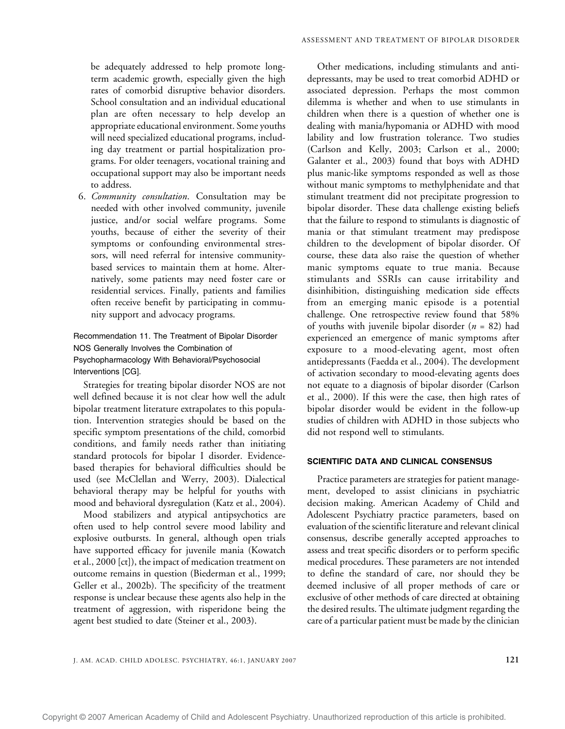be adequately addressed to help promote long-term academic growth, especially given the high rates of comorbid disruptive behavior disorders. School consultation and an individual educational plan are often necessary to help develop an appropriate educational environment. Some youths will need specialized educational programs, including day treatment or partial hospitalization programs. For older teenagers, vocational training and occupational support may also be important needs to address.

6. *Community consultation*. Consultation may be needed with other involved community, juvenile justice, and/or social welfare programs. Some youths, because of either the severity of their symptoms or confounding environmental stressors, will need referral for intensive community-based services to maintain them at home. Alternatively, some patients may need foster care or residential services. Finally, patients and families often receive benefit by participating in community support and advocacy programs.

Recommendation 11. The Treatment of Bipolar Disorder NOS Generally Involves the Combination of Psychopharmacology With Behavioral/Psychosocial Interventions [CG].

Strategies for treating bipolar disorder NOS are not well defined because it is not clear how well the adult bipolar treatment literature extrapolates to this population. Intervention strategies should be based on the specific symptom presentations of the child, comorbid conditions, and family needs rather than initiating standard protocols for bipolar I disorder. Evidence-based therapies for behavioral difficulties should be used (see McClellan and Werry, 2003). Dialectical behavioral therapy may be helpful for youths with mood and behavioral dysregulation (Katz et al., 2004).

Mood stabilizers and atypical antipsychotics are often used to help control severe mood lability and explosive outbursts. In general, although open trials have supported efficacy for juvenile mania (Kowatch et al., 2000 [ct]), the impact of medication treatment on outcome remains in question (Biederman et al., 1999; Geller et al., 2002b). The specificity of the treatment response is unclear because these agents also help in the treatment of aggression, with risperidone being the agent best studied to date (Steiner et al., 2003).

Other medications, including stimulants and antidepressants, may be used to treat comorbid ADHD or associated depression. Perhaps the most common dilemma is whether and when to use stimulants in children when there is a question of whether one is dealing with mania/hypomania or ADHD with mood lability and low frustration tolerance. Two studies (Carlson and Kelly, 2003; Carlson et al., 2000; Galanter et al., 2003) found that boys with ADHD plus manic-like symptoms responded as well as those without manic symptoms to methylphenidate and that stimulant treatment did not precipitate progression to bipolar disorder. These data challenge existing beliefs that the failure to respond to stimulants is diagnostic of mania or that stimulant treatment may predispose children to the development of bipolar disorder. Of course, these data also raise the question of whether manic symptoms equate to true mania. Because stimulants and SSRIs can cause irritability and disinhibition, distinguishing medication side effects from an emerging manic episode is a potential challenge. One retrospective review found that 58% of youths with juvenile bipolar disorder ($n$ = 82) had experienced an emergence of manic symptoms after exposure to a mood-elevating agent, most often antidepressants (Faedda et al., 2004). The development of activation secondary to mood-elevating agents does not equate to a diagnosis of bipolar disorder (Carlson et al., 2000). If this were the case, then high rates of bipolar disorder would be evident in the follow-up studies of children with ADHD in those subjects who did not respond well to stimulants.

## SCIENTIFIC DATA AND CLINICAL CONSENSUS

Practice parameters are strategies for patient management, developed to assist clinicians in psychiatric decision making. American Academy of Child and Adolescent Psychiatry practice parameters, based on evaluation of the scientific literature and relevant clinical consensus, describe generally accepted approaches to assess and treat specific disorders or to perform specific medical procedures. These parameters are not intended to define the standard of care, nor should they be deemed inclusive of all proper methods of care or exclusive of other methods of care directed at obtaining the desired results. The ultimate judgment regarding the care of a particular patient must be made by the clinician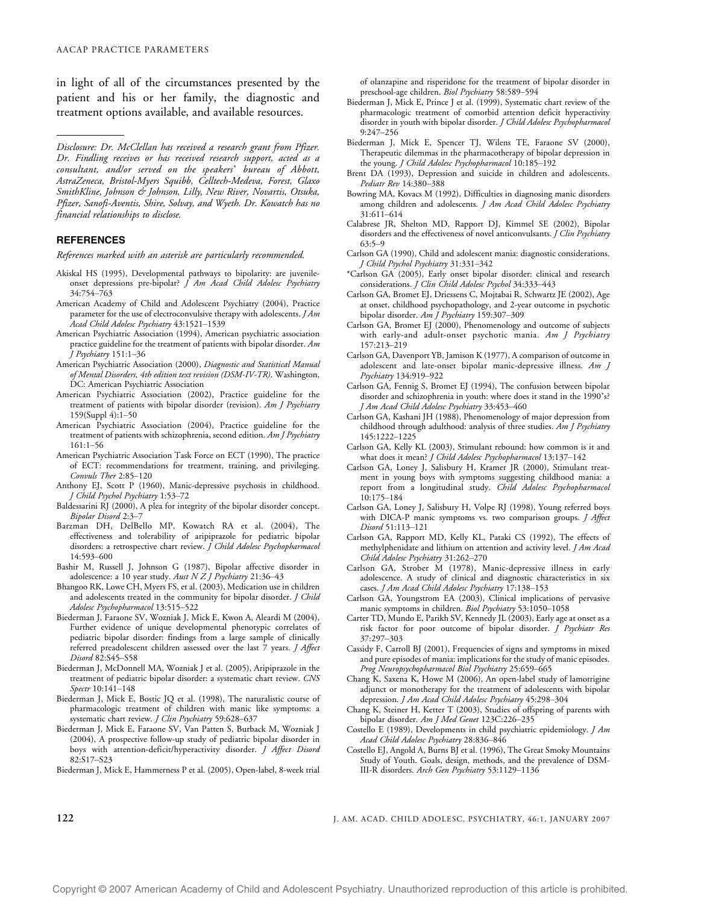in light of all of the circumstances presented by the patient and his or her family, the diagnostic and treatment options available, and available resources.

---

*Disclosure: Dr. McClellan has received a research grant from Pfizer. Dr. Findling receives or has received research support, acted as a consultant, and/or served on the speakers' bureau of Abbott, AstraZeneca, Bristol-Myers Squibb, Celltech-Medeva, Forest, Glaxo SmithKline, Johnson & Johnson, Lilly, New River, Novartis, Otsuka, Pfizer, Sanofi-Aventis, Shire, Solvay, and Wyeth. Dr. Kowatch has no financial relationships to disclose.*

## REFERENCES

*References marked with an asterisk are particularly recommended.*

Akiskal HS (1995), Developmental pathways to bipolarity: are juvenile-onset depressions pre-bipolar? *J Am Acad Child Adolesc Psychiatry* 34:754–763

American Academy of Child and Adolescent Psychiatry (2004), Practice parameter for the use of electroconvulsive therapy with adolescents. *J Am Acad Child Adolesc Psychiatry* 43:1521–1539

American Psychiatric Association (1994), American psychiatric association practice guideline for the treatment of patients with bipolar disorder. *Am J Psychiatry* 151:1–36

American Psychiatric Association (2000), *Diagnostic and Statistical Manual of Mental Disorders, 4th edition text revision (DSM-IV-TR)*. Washington, DC: American Psychiatric Association

American Psychiatric Association (2002), Practice guideline for the treatment of patients with bipolar disorder (revision). *Am J Psychiatry* 159(Suppl 4):1–50

American Psychiatric Association (2004), Practice guideline for the treatment of patients with schizophrenia, second edition. *Am J Psychiatry* 161:1–56

American Psychiatric Association Task Force on ECT (1990), The practice of ECT: recommendations for treatment, training, and privileging. *Convuls Ther* 2:85–120

Anthony EJ, Scott P (1960), Manic-depressive psychosis in childhood. *J Child Psychol Psychiatry* 1:53–72

Baldessarini RJ (2000), A plea for integrity of the bipolar disorder concept. *Bipolar Disord* 2:3–7

Barzman DH, DelBello MP, Kowatch RA et al. (2004), The effectiveness and tolerability of aripiprazole for pediatric bipolar disorders: a retrospective chart review. *J Child Adolesc Psychopharmacol* 14:593–600

Bashir M, Russell J, Johnson G (1987), Bipolar affective disorder in adolescence: a 10 year study. *Aust N Z J Psychiatry* 21:36–43

Bhangoo RK, Lowe CH, Myers FS, et al. (2003), Medication use in children and adolescents treated in the community for bipolar disorder. *J Child Adolesc Psychopharmacol* 13:515–522

Biederman J, Faraone SV, Wozniak J, Mick E, Kwon A, Aleardi M (2004), Further evidence of unique developmental phenotypic correlates of pediatric bipolar disorder: findings from a large sample of clinically referred preadolescent children assessed over the last 7 years. *J Affect Disord* 82:S45–S58

Biederman J, McDonnell MA, Wozniak J et al. (2005), Aripiprazole in the treatment of pediatric bipolar disorder: a systematic chart review. *CNS Spectr* 10:141–148

Biederman J, Mick E, Bostic JQ et al. (1998), The naturalistic course of pharmacologic treatment of children with manic like symptoms: a systematic chart review. *J Clin Psychiatry* 59:628–637

Biederman J, Mick E, Faraone SV, Van Patten S, Burback M, Wozniak J (2004), A prospective follow-up study of pediatric bipolar disorder in boys with attention-deficit/hyperactivity disorder. *J Affect Disord* 82:S17–S23

Biederman J, Mick E, Hammerness P et al. (2005), Open-label, 8-week trial of olanzapine and risperidone for the treatment of bipolar disorder in preschool-age children. *Biol Psychiatry* 58:589–594

Biederman J, Mick E, Prince J et al. (1999), Systematic chart review of the pharmacologic treatment of comorbid attention deficit hyperactivity disorder in youth with bipolar disorder. *J Child Adolesc Psychopharmacol* 9:247–256

Biederman J, Mick E, Spencer TJ, Wilens TE, Faraone SV (2000), Therapeutic dilemmas in the pharmacotherapy of bipolar depression in the young. *J Child Adolesc Psychopharmacol* 10:185–192

Brent DA (1993), Depression and suicide in children and adolescents. *Pediatr Rev* 14:380–388

Bowring MA, Kovacs M (1992), Difficulties in diagnosing manic disorders among children and adolescents. *J Am Acad Child Adolesc Psychiatry* 31:611–614

Calabrese JR, Shelton MD, Rapport DJ, Kimmel SE (2002), Bipolar disorders and the effectiveness of novel anticonvulsants. *J Clin Psychiatry* 63:5–9

Carlson GA (1990), Child and adolescent mania: diagnostic considerations. *J Child Psychol Psychiatry* 31:331–342

\*Carlson GA (2005), Early onset bipolar disorder: clinical and research considerations. *J Clin Child Adolesc Psychol* 34:333–443

Carlson GA, Bromet EJ, Driessens C, Mojtabai R, Schwartz JE (2002), Age at onset, childhood psychopathology, and 2-year outcome in psychotic bipolar disorder. *Am J Psychiatry* 159:307–309

Carlson GA, Bromet EJ (2000), Phenomenology and outcome of subjects with early-and adult-onset psychotic mania. *Am J Psychiatry* 157:213–219

Carlson GA, Davenport YB, Jamison K (1977), A comparison of outcome in adolescent and late-onset bipolar manic-depressive illness. *Am J Psychiatry* 134:919–922

Carlson GA, Fennig S, Bromet EJ (1994), The confusion between bipolar disorder and schizophrenia in youth: where does it stand in the 1990's? *J Am Acad Child Adolesc Psychiatry* 33:453–460

Carlson GA, Kashani JH (1988), Phenomenology of major depression from childhood through adulthood: analysis of three studies. *Am J Psychiatry* 145:1222–1225

Carlson GA, Kelly KL (2003), Stimulant rebound: how common is it and what does it mean? *J Child Adolesc Psychopharmacol* 13:137–142

Carlson GA, Loney J, Salisbury H, Kramer JR (2000), Stimulant treatment in young boys with symptoms suggesting childhood mania: a report from a longitudinal study. *Child Adolesc Psychopharmacol* 10:175–184

Carlson GA, Loney J, Salisbury H, Volpe RJ (1998), Young referred boys with DICA-P manic symptoms vs. two comparison groups. *J Affect Disord* 51:113–121

Carlson GA, Rapport MD, Kelly KL, Pataki CS (1992), The effects of methylphenidate and lithium on attention and activity level. *J Am Acad Child Adolesc Psychiatry* 31:262–270

Carlson GA, Strober M (1978), Manic-depressive illness in early adolescence. A study of clinical and diagnostic characteristics in six cases. *J Am Acad Child Adolesc Psychiatry* 17:138–153

Carlson GA, Youngstrom EA (2003), Clinical implications of pervasive manic symptoms in children. *Biol Psychiatry* 53:1050–1058

Carter TD, Mundo E, Parikh SV, Kennedy JL (2003), Early age at onset as a risk factor for poor outcome of bipolar disorder. *J Psychiatr Res* 37:297–303

Cassidy F, Carroll BJ (2001), Frequencies of signs and symptoms in mixed and pure episodes of mania: implications for the study of manic episodes. *Prog Neuropsychopharmacol Biol Psychiatry* 25:659–665

Chang K, Saxena K, Howe M (2006), An open-label study of lamotrigine adjunct or monotherapy for the treatment of adolescents with bipolar depression. *J Am Acad Child Adolesc Psychiatry* 45:298–304

Chang K, Steiner H, Ketter T (2003), Studies of offspring of parents with bipolar disorder. *Am J Med Genet* 123C:226–235

Costello E (1989), Developments in child psychiatric epidemiology. *J Am Acad Child Adolesc Psychiatry* 28:836–846

Costello EJ, Angold A, Burns BJ et al. (1996), The Great Smoky Mountains Study of Youth. Goals, design, methods, and the prevalence of DSM-III-R disorders. *Arch Gen Psychiatry* 53:1129–1136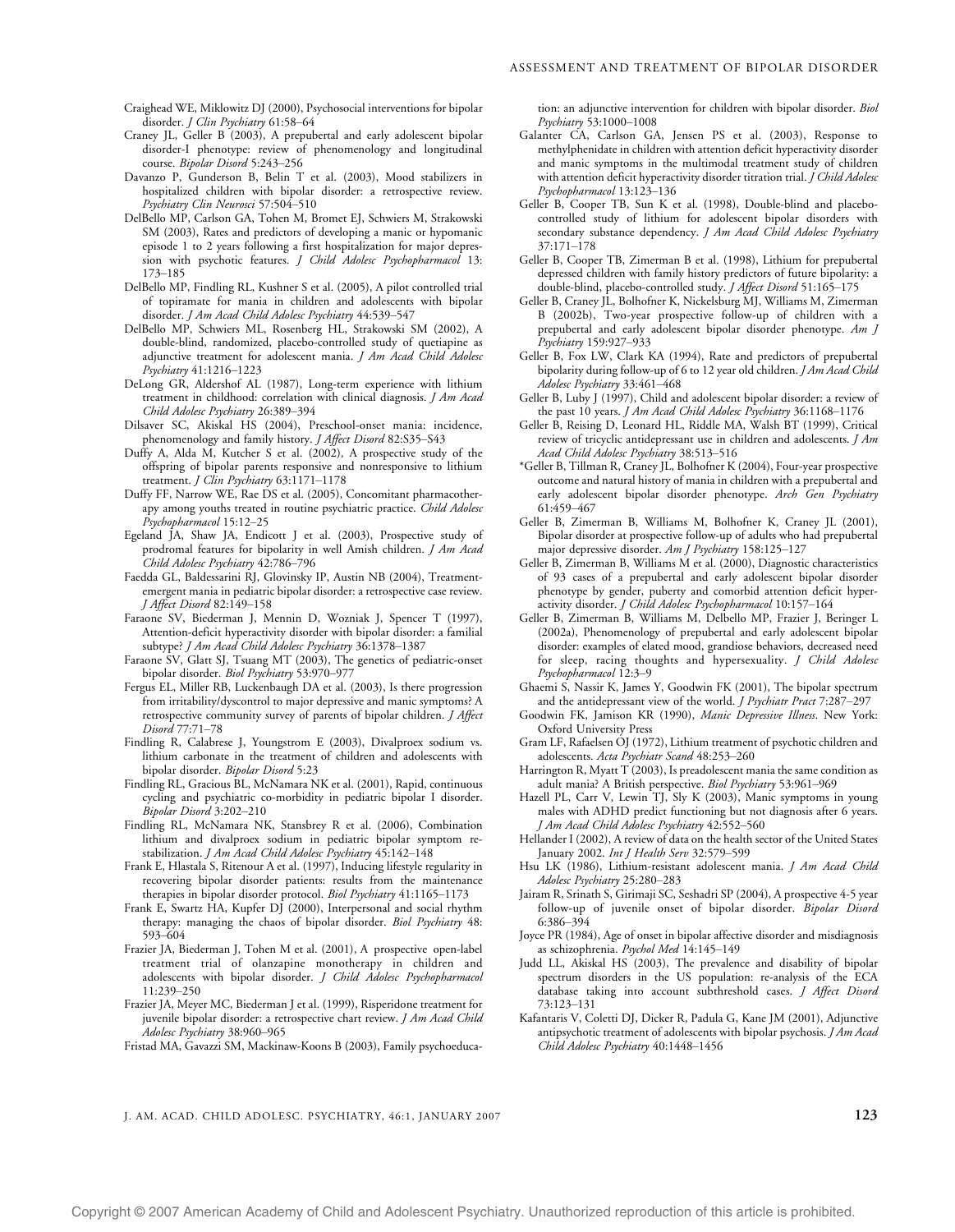Craighead WE, Miklowitz DJ (2000), Psychosocial interventions for bipolar disorder. *J Clin Psychiatry* 61:58–64

Craney JL, Geller B (2003), A prepubertal and early adolescent bipolar disorder-I phenotype: review of phenomenology and longitudinal course. *Bipolar Disord* 5:243–256

Davanzo P, Gunderson B, Belin T et al. (2003), Mood stabilizers in hospitalized children with bipolar disorder: a retrospective review. *Psychiatry Clin Neurosci* 57:504–510

DelBello MP, Carlson GA, Tohen M, Bromet EJ, Schwiers M, Strakowski SM (2003), Rates and predictors of developing a manic or hypomanic episode 1 to 2 years following a first hospitalization for major depression with psychotic features. *J Child Adolesc Psychopharmacol* 13: 173–185

DelBello MP, Findling RL, Kushner S et al. (2005), A pilot controlled trial of topiramate for mania in children and adolescents with bipolar disorder. *J Am Acad Child Adolesc Psychiatry* 44:539–547

DelBello MP, Schwiers ML, Rosenberg HL, Strakowski SM (2002), A double-blind, randomized, placebo-controlled study of quetiapine as adjunctive treatment for adolescent mania. *J Am Acad Child Adolesc Psychiatry* 41:1216–1223

DeLong GR, Aldershof AL (1987), Long-term experience with lithium treatment in childhood: correlation with clinical diagnosis. *J Am Acad Child Adolesc Psychiatry* 26:389–394

Dilsaver SC, Akiskal HS (2004), Preschool-onset mania: incidence, phenomenology and family history. *J Affect Disord* 82:S35–S43

Duffy A, Alda M, Kutcher S et al. (2002), A prospective study of the offspring of bipolar parents responsive and nonresponsive to lithium treatment. *J Clin Psychiatry* 63:1171–1178

Duffy FF, Narrow WE, Rae DS et al. (2005), Concomitant pharmacotherapy among youths treated in routine psychiatric practice. *Child Adolesc Psychopharmacol* 15:12–25

Egeland JA, Shaw JA, Endicott J et al. (2003), Prospective study of prodromal features for bipolarity in well Amish children. *J Am Acad Child Adolesc Psychiatry* 42:786–796

Faedda GL, Baldessarini RJ, Glovinsky IP, Austin NB (2004), Treatment-emergent mania in pediatric bipolar disorder: a retrospective case review. *J Affect Disord* 82:149–158

Faraone SV, Biederman J, Mennin D, Wozniak J, Spencer T (1997), Attention-deficit hyperactivity disorder with bipolar disorder: a familial subtype? *J Am Acad Child Adolesc Psychiatry* 36:1378–1387

Faraone SV, Glatt SJ, Tsuang MT (2003), The genetics of pediatric-onset bipolar disorder. *Biol Psychiatry* 53:970–977

Fergus EL, Miller RB, Luckenbaugh DA et al. (2003), Is there progression from irritability/dyscontrol to major depressive and manic symptoms? A retrospective community survey of parents of bipolar children. *J Affect Disord* 77:71–78

Findling R, Calabrese J, Youngstrom E (2003), Divalproex sodium vs. lithium carbonate in the treatment of children and adolescents with bipolar disorder. *Bipolar Disord* 5:23

Findling RL, Gracious BL, McNamara NK et al. (2001), Rapid, continuous cycling and psychiatric co-morbidity in pediatric bipolar I disorder. *Bipolar Disord* 3:202–210

Findling RL, McNamara NK, Stansbrey R et al. (2006), Combination lithium and divalproex sodium in pediatric bipolar symptom re-stabilization. *J Am Acad Child Adolesc Psychiatry* 45:142–148

Frank E, Hlastala S, Ritenour A et al. (1997), Inducing lifestyle regularity in recovering bipolar disorder patients: results from the maintenance therapies in bipolar disorder protocol. *Biol Psychiatry* 41:1165–1173

Frank E, Swartz HA, Kupfer DJ (2000), Interpersonal and social rhythm therapy: managing the chaos of bipolar disorder. *Biol Psychiatry* 48: 593–604

Frazier JA, Biederman J, Tohen M et al. (2001), A prospective open-label treatment trial of olanzapine monotherapy in children and adolescents with bipolar disorder. *J Child Adolesc Psychopharmacol* 11:239–250

Frazier JA, Meyer MC, Biederman J et al. (1999), Risperidone treatment for juvenile bipolar disorder: a retrospective chart review. *J Am Acad Child Adolesc Psychiatry* 38:960–965

Fristad MA, Gavazzi SM, Mackinaw-Koons B (2003), Family psychoeducation: an adjunctive intervention for children with bipolar disorder. *Biol Psychiatry* 53:1000–1008

Galanter CA, Carlson GA, Jensen PS et al. (2003), Response to methylphenidate in children with attention deficit hyperactivity disorder and manic symptoms in the multimodal treatment study of children with attention deficit hyperactivity disorder titration trial. *J Child Adolesc Psychopharmacol* 13:123–136

Geller B, Cooper TB, Sun K et al. (1998), Double-blind and placebo-controlled study of lithium for adolescent bipolar disorders with secondary substance dependency. *J Am Acad Child Adolesc Psychiatry* 37:171–178

Geller B, Cooper TB, Zimerman B et al. (1998), Lithium for prepubertal depressed children with family history predictors of future bipolarity: a double-blind, placebo-controlled study. *J Affect Disord* 51:165–175

Geller B, Craney JL, Bolhofner K, Nickelsburg MJ, Williams M, Zimerman B (2002b), Two-year prospective follow-up of children with a prepubertal and early adolescent bipolar disorder phenotype. *Am J Psychiatry* 159:927–933

Geller B, Fox LW, Clark KA (1994), Rate and predictors of prepubertal bipolarity during follow-up of 6 to 12 year old children. *J Am Acad Child Adolesc Psychiatry* 33:461–468

Geller B, Luby J (1997), Child and adolescent bipolar disorder: a review of the past 10 years. *J Am Acad Child Adolesc Psychiatry* 36:1168–1176

Geller B, Reising D, Leonard HL, Riddle MA, Walsh BT (1999), Critical review of tricyclic antidepressant use in children and adolescents. *J Am Acad Child Adolesc Psychiatry* 38:513–516

*Geller B, Tillman R, Craney JL, Bolhofner K (2004), Four-year prospective outcome and natural history of mania in children with a prepubertal and early adolescent bipolar disorder phenotype. *Arch Gen Psychiatry* 61:459–467

Geller B, Zimerman B, Williams M, Bolhofner K, Craney JL (2001), Bipolar disorder at prospective follow-up of adults who had prepubertal major depressive disorder. *Am J Psychiatry* 158:125–127

Geller B, Zimerman B, Williams M et al. (2000), Diagnostic characteristics of 93 cases of a prepubertal and early adolescent bipolar disorder phenotype by gender, puberty and comorbid attention deficit hyperactivity disorder. *J Child Adolesc Psychopharmacol* 10:157–164

Geller B, Zimerman B, Williams M, Delbello MP, Frazier J, Beringer L (2002a), Phenomenology of prepubertal and early adolescent bipolar disorder: examples of elated mood, grandiose behaviors, decreased need for sleep, racing thoughts and hypersexuality. *J Child Adolesc Psychopharmacol* 12:3–9

Ghaemi S, Nassir K, James Y, Goodwin FK (2001), The bipolar spectrum and the antidepressant view of the world. *J Psychiatr Pract* 7:287–297

Goodwin FK, Jamison KR (1990), *Manic Depressive Illness*. New York: Oxford University Press

Gram LF, Rafaelsen OJ (1972), Lithium treatment of psychotic children and adolescents. *Acta Psychiatr Scand* 48:253–260

Harrington R, Myatt T (2003), Is preadolescent mania the same condition as adult mania? A British perspective. *Biol Psychiatry* 53:961–969

Hazell PL, Carr V, Lewin TJ, Sly K (2003), Manic symptoms in young males with ADHD predict functioning but not diagnosis after 6 years. *J Am Acad Child Adolesc Psychiatry* 42:552–560

Hellander I (2002), A review of data on the health sector of the United States January 2002. *Int J Health Serv* 32:579–599

Hsu LK (1986), Lithium-resistant adolescent mania. *J Am Acad Child Adolesc Psychiatry* 25:280–283

Jairam R, Srinath S, Girimaji SC, Seshadri SP (2004), A prospective 4-5 year follow-up of juvenile onset of bipolar disorder. *Bipolar Disord* 6:386–394

Joyce PR (1984), Age of onset in bipolar affective disorder and misdiagnosis as schizophrenia. *Psychol Med* 14:145–149

Judd LL, Akiskal HS (2003), The prevalence and disability of bipolar spectrum disorders in the US population: re-analysis of the ECA database taking into account subthreshold cases. *J Affect Disord* 73:123–131

Kafantaris V, Coletti DJ, Dicker R, Padula G, Kane JM (2001), Adjunctive antipsychotic treatment of adolescents with bipolar psychosis. *J Am Acad Child Adolesc Psychiatry* 40:1448–1456

Copyright © 2007 American Academy of Child and Adolescent Psychiatry. Unauthorized reproduction of this article is prohibited.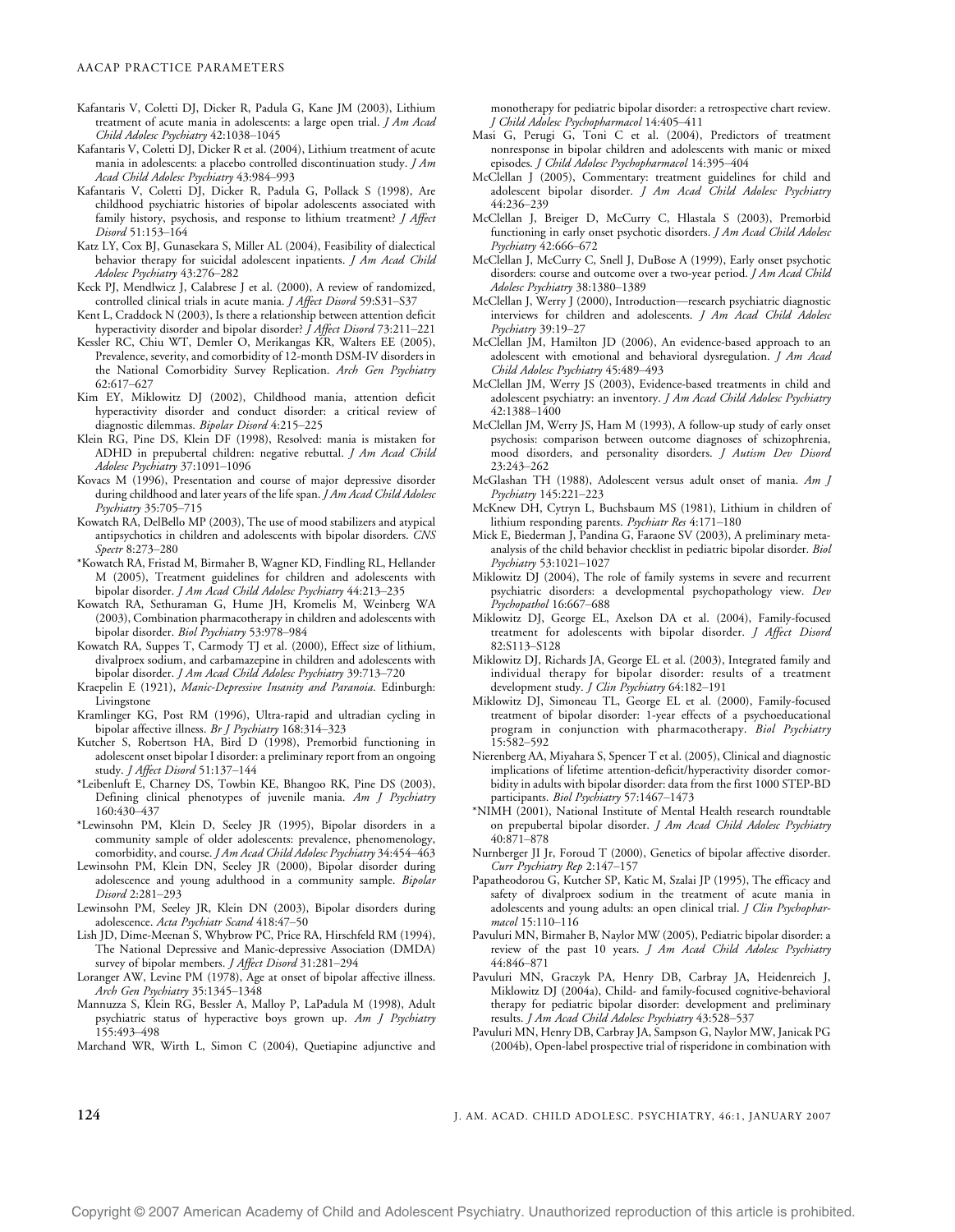Kafantaris V, Coletti DJ, Dicker R, Padula G, Kane JM (2003), Lithium treatment of acute mania in adolescents: a large open trial. *J Am Acad Child Adolesc Psychiatry* 42:1038–1045

Kafantaris V, Coletti DJ, Dicker R et al. (2004), Lithium treatment of acute mania in adolescents: a placebo controlled discontinuation study. *J Am Acad Child Adolesc Psychiatry* 43:984–993

Kafantaris V, Coletti DJ, Dicker R, Padula G, Pollack S (1998), Are childhood psychiatric histories of bipolar adolescents associated with family history, psychosis, and response to lithium treatment? *J Affect Disord* 51:153–164

Katz LY, Cox BJ, Gunasekara S, Miller AL (2004), Feasibility of dialectical behavior therapy for suicidal adolescent inpatients. *J Am Acad Child Adolesc Psychiatry* 43:276–282

Keck PJ, Mendlwicz J, Calabrese J et al. (2000), A review of randomized, controlled clinical trials in acute mania. *J Affect Disord* 59:S31–S37

Kent L, Craddock N (2003), Is there a relationship between attention deficit hyperactivity disorder and bipolar disorder? *J Affect Disord* 73:211–221

Kessler RC, Chiu WT, Demler O, Merikangas KR, Walters EE (2005), Prevalence, severity, and comorbidity of 12-month DSM-IV disorders in the National Comorbidity Survey Replication. *Arch Gen Psychiatry* 62:617–627

Kim EY, Miklowitz DJ (2002), Childhood mania, attention deficit hyperactivity disorder and conduct disorder: a critical review of diagnostic dilemmas. *Bipolar Disord* 4:215–225

Klein RG, Pine DS, Klein DF (1998), Resolved: mania is mistaken for ADHD in prepubertal children: negative rebuttal. *J Am Acad Child Adolesc Psychiatry* 37:1091–1096

Kovacs M (1996), Presentation and course of major depressive disorder during childhood and later years of the life span. *J Am Acad Child Adolesc Psychiatry* 35:705–715

Kowatch RA, DelBello MP (2003), The use of mood stabilizers and atypical antipsychotics in children and adolescents with bipolar disorders. *CNS Spectr* 8:273–280

*Kowatch RA, Fristad M, Birmaher B, Wagner KD, Findling RL, Hellander M (2005), Treatment guidelines for children and adolescents with bipolar disorder. *J Am Acad Child Adolesc Psychiatry* 44:213–235

Kowatch RA, Sethuraman G, Hume JH, Kromelis M, Weinberg WA (2003), Combination pharmacotherapy in children and adolescents with bipolar disorder. *Biol Psychiatry* 53:978–984

Kowatch RA, Suppes T, Carmody TJ et al. (2000), Effect size of lithium, divalproex sodium, and carbamazepine in children and adolescents with bipolar disorder. *J Am Acad Child Adolesc Psychiatry* 39:713–720

Kraepelin E (1921), *Manic-Depressive Insanity and Paranoia*. Edinburgh: Livingstone

Kramlinger KG, Post RM (1996), Ultra-rapid and ultradian cycling in bipolar affective illness. *Br J Psychiatry* 168:314–323

Kutcher S, Robertson HA, Bird D (1998), Premorbid functioning in adolescent onset bipolar I disorder: a preliminary report from an ongoing study. *J Affect Disord* 51:137–144

*Leibenluft E, Charney DS, Towbin KE, Bhangoo RK, Pine DS (2003), Defining clinical phenotypes of juvenile mania. *Am J Psychiatry* 160:430–437

*Lewinsohn PM, Klein D, Seeley JR (1995), Bipolar disorders in a community sample of older adolescents: prevalence, phenomenology, comorbidity, and course. *J Am Acad Child Adolesc Psychiatry* 34:454–463

Lewinsohn PM, Klein DN, Seeley JR (2000), Bipolar disorder during adolescence and young adulthood in a community sample. *Bipolar Disord* 2:281–293

Lewinsohn PM, Seeley JR, Klein DN (2003), Bipolar disorders during adolescence. *Acta Psychiatr Scand* 418:47–50

Lish JD, Dime-Meenan S, Whybrow PC, Price RA, Hirschfeld RM (1994), The National Depressive and Manic-depressive Association (DMDA) survey of bipolar members. *J Affect Disord* 31:281–294

Loranger AW, Levine PM (1978), Age at onset of bipolar affective illness. *Arch Gen Psychiatry* 35:1345–1348

Mannuzza S, Klein RG, Bessler A, Malloy P, LaPadula M (1998), Adult psychiatric status of hyperactive boys grown up. *Am J Psychiatry* 155:493–498

Marchand WR, Wirth L, Simon C (2004), Quetiapine adjunctive and monotherapy for pediatric bipolar disorder: a retrospective chart review. *J Child Adolesc Psychopharmacol* 14:405–411

Masi G, Perugi G, Toni C et al. (2004), Predictors of treatment nonresponse in bipolar children and adolescents with manic or mixed episodes. *J Child Adolesc Psychopharmacol* 14:395–404

McClellan J (2005), Commentary: treatment guidelines for child and adolescent bipolar disorder. *J Am Acad Child Adolesc Psychiatry* 44:236–239

McClellan J, Breiger D, McCurry C, Hlastala S (2003), Premorbid functioning in early onset psychotic disorders. *J Am Acad Child Adolesc Psychiatry* 42:666–672

McClellan J, McCurry C, Snell J, DuBose A (1999), Early onset psychotic disorders: course and outcome over a two-year period. *J Am Acad Child Adolesc Psychiatry* 38:1380–1389

McClellan J, Werry J (2000), Introduction—research psychiatric diagnostic interviews for children and adolescents. *J Am Acad Child Adolesc Psychiatry* 39:19–27

McClellan JM, Hamilton JD (2006), An evidence-based approach to an adolescent with emotional and behavioral dysregulation. *J Am Acad Child Adolesc Psychiatry* 45:489–493

McClellan JM, Werry JS (2003), Evidence-based treatments in child and adolescent psychiatry: an inventory. *J Am Acad Child Adolesc Psychiatry* 42:1388–1400

McClellan JM, Werry JS, Ham M (1993), A follow-up study of early onset psychosis: comparison between outcome diagnoses of schizophrenia, mood disorders, and personality disorders. *J Autism Dev Disord* 23:243–262

McGlashan TH (1988), Adolescent versus adult onset of mania. *Am J Psychiatry* 145:221–223

McKnew DH, Cytryn L, Buchsbaum MS (1981), Lithium in children of lithium responding parents. *Psychiatr Res* 4:171–180

Mick E, Biederman J, Pandina G, Faraone SV (2003), A preliminary meta-analysis of the child behavior checklist in pediatric bipolar disorder. *Biol Psychiatry* 53:1021–1027

Miklowitz DJ (2004), The role of family systems in severe and recurrent psychiatric disorders: a developmental psychopathology view. *Dev Psychopathol* 16:667–688

Miklowitz DJ, George EL, Axelson DA et al. (2004), Family-focused treatment for adolescents with bipolar disorder. *J Affect Disord* 82:S113–S128

Miklowitz DJ, Richards JA, George EL et al. (2003), Integrated family and individual therapy for bipolar disorder: results of a treatment development study. *J Clin Psychiatry* 64:182–191

Miklowitz DJ, Simoneau TL, George EL et al. (2000), Family-focused treatment of bipolar disorder: 1-year effects of a psychoeducational program in conjunction with pharmacotherapy. *Biol Psychiatry* 15:582–592

Nierenberg AA, Miyahara S, Spencer T et al. (2005), Clinical and diagnostic implications of lifetime attention-deficit/hyperactivity disorder comorbidity in adults with bipolar disorder: data from the first 1000 STEP-BD participants. *Biol Psychiatry* 57:1467–1473

*NIMH (2001), National Institute of Mental Health research roundtable on prepubertal bipolar disorder. *J Am Acad Child Adolesc Psychiatry* 40:871–878

Nurnberger JI Jr, Foroud T (2000), Genetics of bipolar affective disorder. *Curr Psychiatry Rep* 2:147–157

Papatheodorou G, Kutcher SP, Katic M, Szalai JP (1995), The efficacy and safety of divalproex sodium in the treatment of acute mania in adolescents and young adults: an open clinical trial. *J Clin Psychopharmacol* 15:110–116

Pavuluri MN, Birmaher B, Naylor MW (2005), Pediatric bipolar disorder: a review of the past 10 years. *J Am Acad Child Adolesc Psychiatry* 44:846–871

Pavuluri MN, Graczyk PA, Henry DB, Carbray JA, Heidenreich J, Miklowitz DJ (2004a), Child- and family-focused cognitive-behavioral therapy for pediatric bipolar disorder: development and preliminary results. *J Am Acad Child Adolesc Psychiatry* 43:528–537

Pavuluri MN, Henry DB, Carbray JA, Sampson G, Naylor MW, Janicak PG (2004b), Open-label prospective trial of risperidone in combination with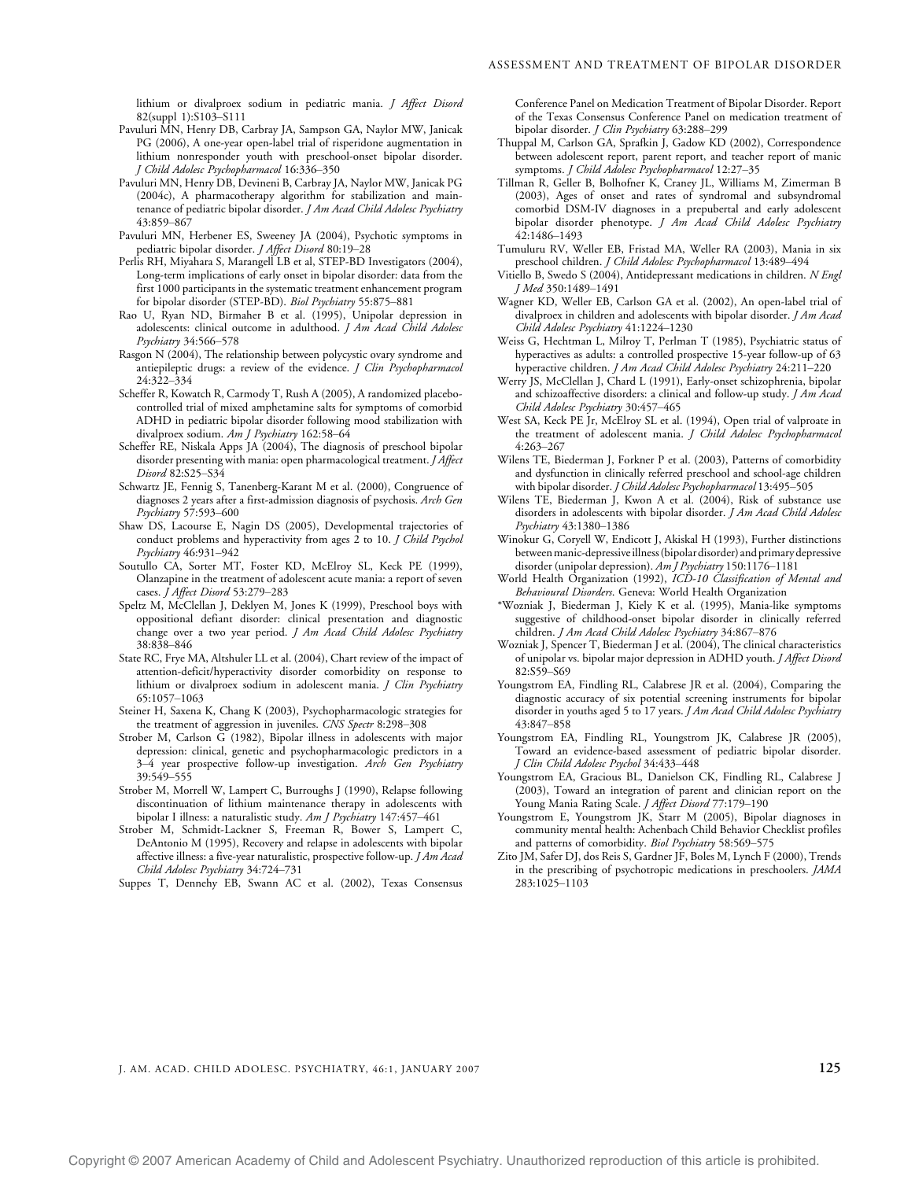lithium or divalproex sodium in pediatric mania. *J Affect Disord* 82(suppl 1):S103–S111

Pavuluri MN, Henry DB, Carbray JA, Sampson GA, Naylor MW, Janicak PG (2006), A one-year open-label trial of risperidone augmentation in lithium nonresponder youth with preschool-onset bipolar disorder. *J Child Adolesc Psychopharmacol* 16:336–350

Pavuluri MN, Henry DB, Devineni B, Carbray JA, Naylor MW, Janicak PG (2004c), A pharmacotherapy algorithm for stabilization and maintenance of pediatric bipolar disorder. *J Am Acad Child Adolesc Psychiatry* 43:859–867

Pavuluri MN, Herbener ES, Sweeney JA (2004), Psychotic symptoms in pediatric bipolar disorder. *J Affect Disord* 80:19–28

Perlis RH, Miyahara S, Marangell LB et al, STEP-BD Investigators (2004), Long-term implications of early onset in bipolar disorder: data from the first 1000 participants in the systematic treatment enhancement program for bipolar disorder (STEP-BD). *Biol Psychiatry* 55:875–881

Rao U, Ryan ND, Birmaher B et al. (1995), Unipolar depression in adolescents: clinical outcome in adulthood. *J Am Acad Child Adolesc Psychiatry* 34:566–578

Rasgon N (2004), The relationship between polycystic ovary syndrome and antiepileptic drugs: a review of the evidence. *J Clin Psychopharmacol* 24:322–334

Scheffer R, Kowatch R, Carmody T, Rush A (2005), A randomized placebo-controlled trial of mixed amphetamine salts for symptoms of comorbid ADHD in pediatric bipolar disorder following mood stabilization with divalproex sodium. *Am J Psychiatry* 162:58–64

Scheffer RE, Niskala Apps JA (2004), The diagnosis of preschool bipolar disorder presenting with mania: open pharmacological treatment. *J Affect Disord* 82:S25–S34

Schwartz JE, Fennig S, Tanenberg-Karant M et al. (2000), Congruence of diagnoses 2 years after a first-admission diagnosis of psychosis. *Arch Gen Psychiatry* 57:593–600

Shaw DS, Lacourse E, Nagin DS (2005), Developmental trajectories of conduct problems and hyperactivity from ages 2 to 10. *J Child Psychol Psychiatry* 46:931–942

Soutullo CA, Sorter MT, Foster KD, McElroy SL, Keck PE (1999), Olanzapine in the treatment of adolescent acute mania: a report of seven cases. *J Affect Disord* 53:279–283

Speltz M, McClellan J, Deklyen M, Jones K (1999), Preschool boys with oppositional defiant disorder: clinical presentation and diagnostic change over a two year period. *J Am Acad Child Adolesc Psychiatry* 38:838–846

State RC, Frye MA, Altshuler LL et al. (2004), Chart review of the impact of attention-deficit/hyperactivity disorder comorbidity on response to lithium or divalproex sodium in adolescent mania. *J Clin Psychiatry* 65:1057–1063

Steiner H, Saxena K, Chang K (2003), Psychopharmacologic strategies for the treatment of aggression in juveniles. *CNS Spectr* 8:298–308

Strober M, Carlson G (1982), Bipolar illness in adolescents with major depression: clinical, genetic and psychopharmacologic predictors in a 3–4 year prospective follow-up investigation. *Arch Gen Psychiatry* 39:549–555

Strober M, Morrell W, Lampert C, Burroughs J (1990), Relapse following discontinuation of lithium maintenance therapy in adolescents with bipolar I illness: a naturalistic study. *Am J Psychiatry* 147:457–461

Strober M, Schmidt-Lackner S, Freeman R, Bower S, Lampert C, DeAntonio M (1995), Recovery and relapse in adolescents with bipolar affective illness: a five-year naturalistic, prospective follow-up. *J Am Acad Child Adolesc Psychiatry* 34:724–731

Suppes T, Dennehy EB, Swann AC et al. (2002), Texas Consensus Conference Panel on Medication Treatment of Bipolar Disorder. Report of the Texas Consensus Conference Panel on medication treatment of bipolar disorder. *J Clin Psychiatry* 63:288–299

Thuppal M, Carlson GA, Sprafkin J, Gadow KD (2002), Correspondence between adolescent report, parent report, and teacher report of manic symptoms. *J Child Adolesc Psychopharmacol* 12:27–35

Tillman R, Geller B, Bolhofner K, Craney JL, Williams M, Zimerman B (2003), Ages of onset and rates of syndromal and subsyndromal comorbid DSM-IV diagnoses in a prepubertal and early adolescent bipolar disorder phenotype. *J Am Acad Child Adolesc Psychiatry* 42:1486–1493

Tumuluru RV, Weller EB, Fristad MA, Weller RA (2003), Mania in six preschool children. *J Child Adolesc Psychopharmacol* 13:489–494

Vitiello B, Swedo S (2004), Antidepressant medications in children. *N Engl J Med* 350:1489–1491

Wagner KD, Weller EB, Carlson GA et al. (2002), An open-label trial of divalproex in children and adolescents with bipolar disorder. *J Am Acad Child Adolesc Psychiatry* 41:1224–1230

Weiss G, Hechtman L, Milroy T, Perlman T (1985), Psychiatric status of hyperactives as adults: a controlled prospective 15-year follow-up of 63 hyperactive children. *J Am Acad Child Adolesc Psychiatry* 24:211–220

Werry JS, McClellan J, Chard L (1991), Early-onset schizophrenia, bipolar and schizoaffective disorders: a clinical and follow-up study. *J Am Acad Child Adolesc Psychiatry* 30:457–465

West SA, Keck PE Jr, McElroy SL et al. (1994), Open trial of valproate in the treatment of adolescent mania. *J Child Adolesc Psychopharmacol* 4:263–267

Wilens TE, Biederman J, Forkner P et al. (2003), Patterns of comorbidity and dysfunction in clinically referred preschool and school-age children with bipolar disorder. *J Child Adolesc Psychopharmacol* 13:495–505

Wilens TE, Biederman J, Kwon A et al. (2004), Risk of substance use disorders in adolescents with bipolar disorder. *J Am Acad Child Adolesc Psychiatry* 43:1380–1386

Winokur G, Coryell W, Endicott J, Akiskal H (1993), Further distinctions between manic-depressive illness (bipolar disorder) and primary depressive disorder (unipolar depression). *Am J Psychiatry* 150:1176–1181

World Health Organization (1992), *ICD-10 Classification of Mental and Behavioural Disorders*. Geneva: World Health Organization

*Wozniak J, Biederman J, Kiely K et al. (1995), Mania-like symptoms suggestive of childhood-onset bipolar disorder in clinically referred children. *J Am Acad Child Adolesc Psychiatry* 34:867–876

Wozniak J, Spencer T, Biederman J et al. (2004), The clinical characteristics of unipolar vs. bipolar major depression in ADHD youth. *J Affect Disord* 82:S59–S69

Youngstrom EA, Findling RL, Calabrese JR et al. (2004), Comparing the diagnostic accuracy of six potential screening instruments for bipolar disorder in youths aged 5 to 17 years. *J Am Acad Child Adolesc Psychiatry* 43:847–858

Youngstrom EA, Findling RL, Youngstrom JK, Calabrese JR (2005), Toward an evidence-based assessment of pediatric bipolar disorder. *J Clin Child Adolesc Psychol* 34:433–448

Youngstrom EA, Gracious BL, Danielson CK, Findling RL, Calabrese J (2003), Toward an integration of parent and clinician report on the Young Mania Rating Scale. *J Affect Disord* 77:179–190

Youngstrom E, Youngstrom JK, Starr M (2005), Bipolar diagnoses in community mental health: Achenbach Child Behavior Checklist profiles and patterns of comorbidity. *Biol Psychiatry* 58:569–575

Zito JM, Safer DJ, dos Reis S, Gardner JF, Boles M, Lynch F (2000), Trends in the prescribing of psychotropic medications in preschoolers. *JAMA* 283:1025–1103

Copyright © 2007 American Academy of Child and Adolescent Psychiatry. Unauthorized reproduction of this article is prohibited.